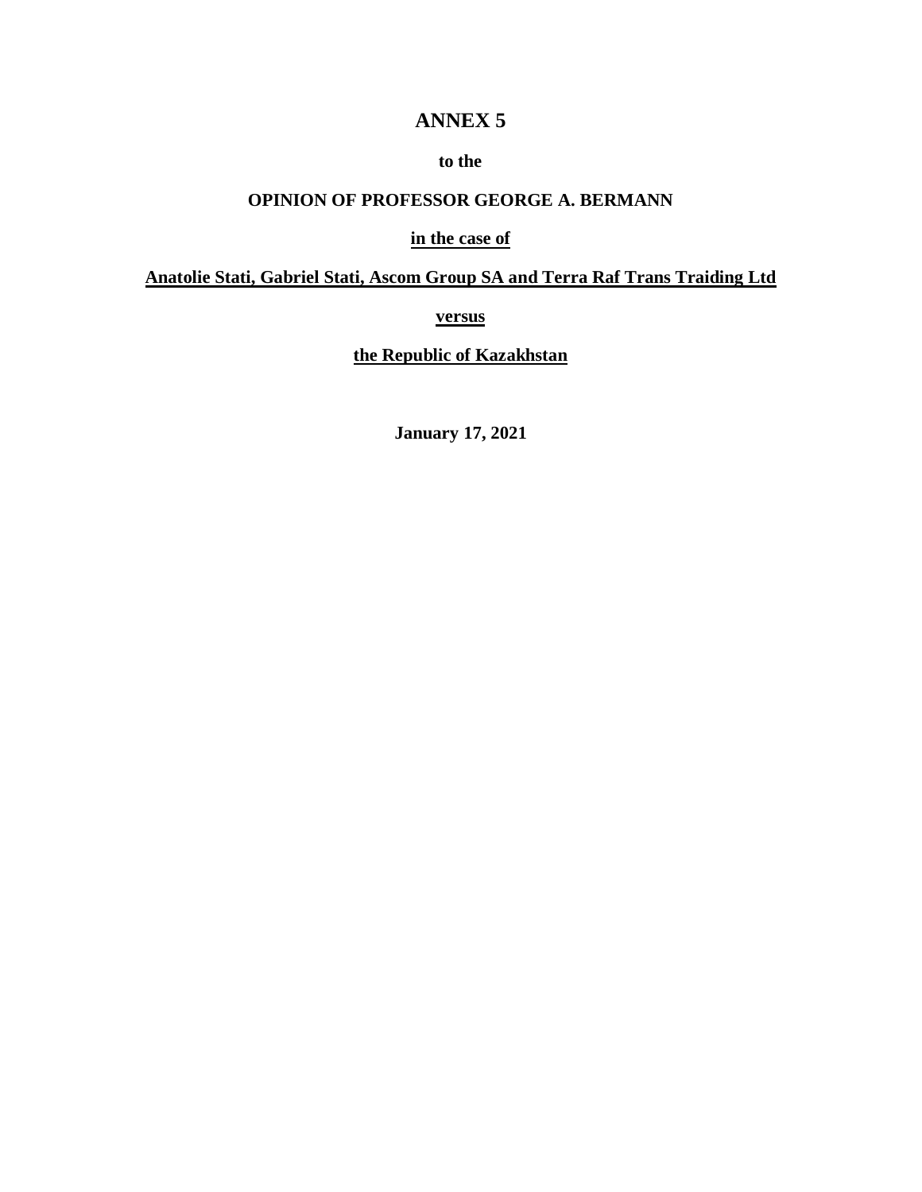# ANNEX 5

**to the**

**OPINION OF PROFESSOR GEORGE A. BERMANN**

**in the case of**

**Anatolie Stati, Gabriel Stati, Ascom Group SA and Terra Raf Trans Traiding Ltd**

**versus**

**the Republic of Kazakhstan**

**January 17, 2021**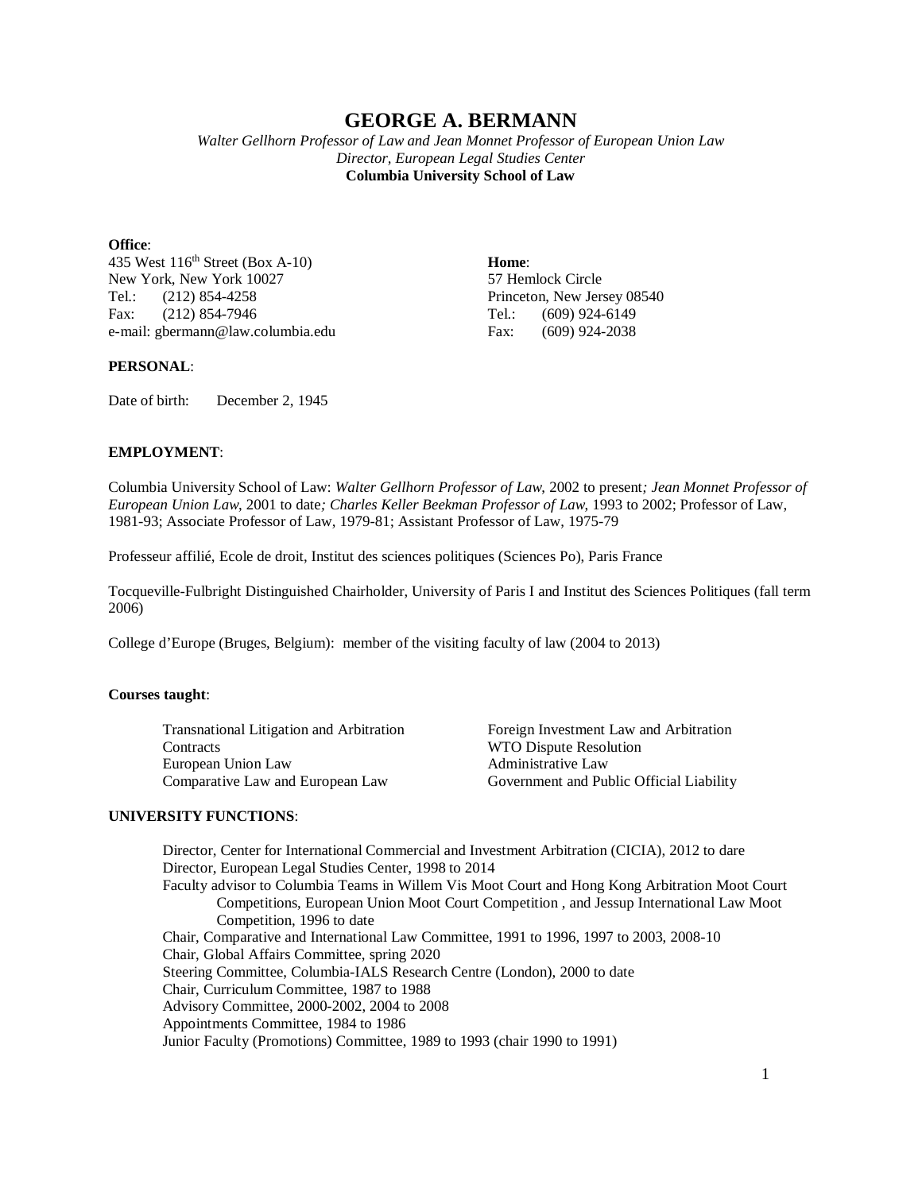# GEORGE A. BERMANN

*Walter Gellhorn Professor of Law and Jean Monnet Professor of European Union Law*
*Director, European Legal Studies Center*
**Columbia University School of Law**

**Office**:
435 West 116th Street (Box A-10)
New York, New York 10027
Tel.: (212) 854-4258
Fax: (212) 854-7946
e-mail: gbermann@law.columbia.edu

**Home**:
57 Hemlock Circle
Princeton, New Jersey 08540
Tel.: (609) 924-6149
Fax: (609) 924-2038

**PERSONAL**:

Date of birth: December 2, 1945

**EMPLOYMENT**:

Columbia University School of Law: *Walter Gellhorn Professor of Law*, 2002 to present*; Jean Monnet Professor of European Union Law*, 2001 to date*; Charles Keller Beekman Professor of Law*, 1993 to 2002; Professor of Law, 1981-93; Associate Professor of Law, 1979-81; Assistant Professor of Law, 1975-79

Professeur affilié, Ecole de droit, Institut des sciences politiques (Sciences Po), Paris France

Tocqueville-Fulbright Distinguished Chairholder, University of Paris I and Institut des Sciences Politiques (fall term 2006)

College d'Europe (Bruges, Belgium): member of the visiting faculty of law (2004 to 2013)

**Courses taught**:

- Transnational Litigation and Arbitration
- Contracts
- European Union Law
- Comparative Law and European Law
- Foreign Investment Law and Arbitration
- WTO Dispute Resolution
- Administrative Law
- Government and Public Official Liability

**UNIVERSITY FUNCTIONS**:

Director, Center for International Commercial and Investment Arbitration (CICIA), 2012 to dare
Director, European Legal Studies Center, 1998 to 2014
Faculty advisor to Columbia Teams in Willem Vis Moot Court and Hong Kong Arbitration Moot Court Competitions, European Union Moot Court Competition , and Jessup International Law Moot Competition, 1996 to date
Chair, Comparative and International Law Committee, 1991 to 1996, 1997 to 2003, 2008-10
Chair, Global Affairs Committee, spring 2020
Steering Committee, Columbia-IALS Research Centre (London), 2000 to date
Chair, Curriculum Committee, 1987 to 1988
Advisory Committee, 2000-2002, 2004 to 2008
Appointments Committee, 1984 to 1986
Junior Faculty (Promotions) Committee, 1989 to 1993 (chair 1990 to 1991)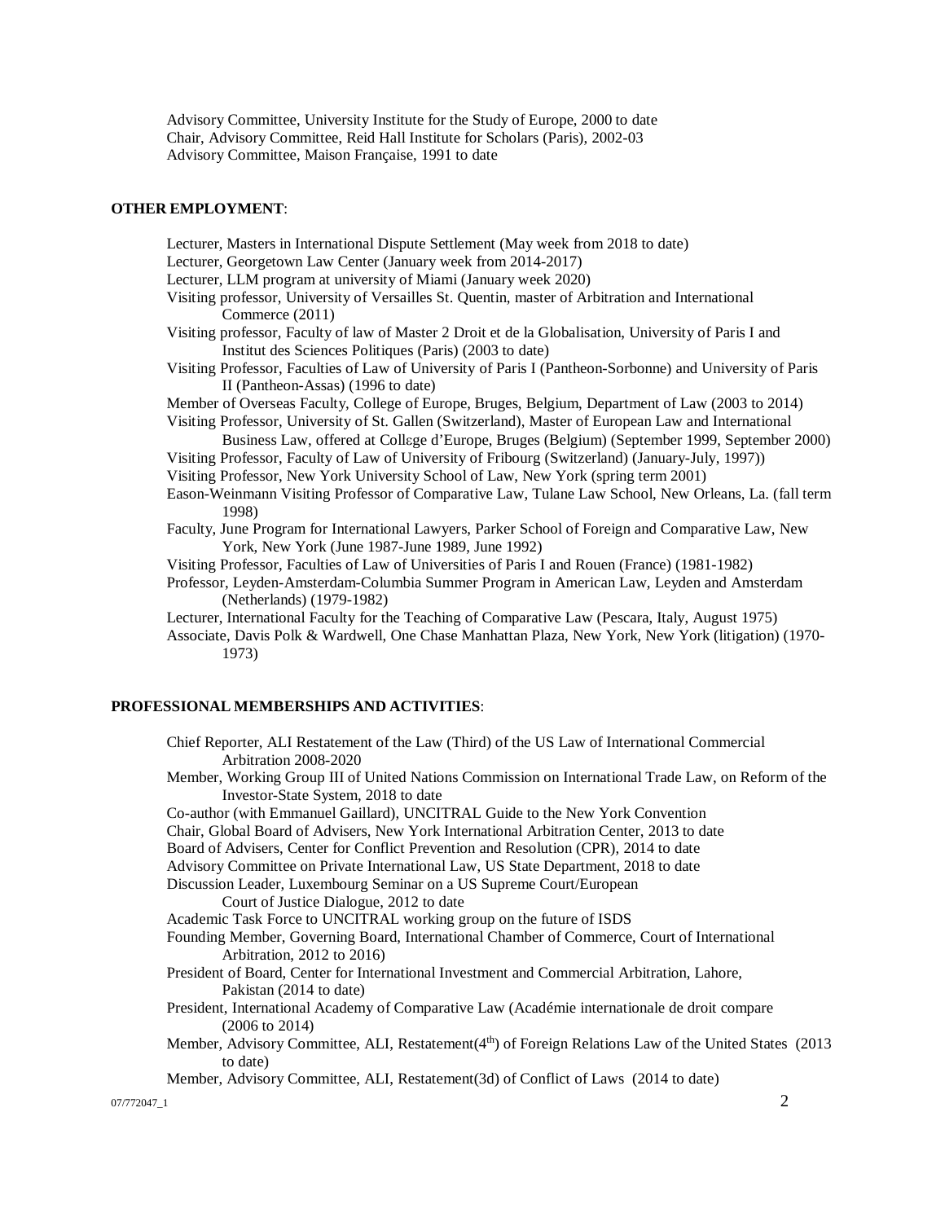Advisory Committee, University Institute for the Study of Europe, 2000 to date
Chair, Advisory Committee, Reid Hall Institute for Scholars (Paris), 2002-03
Advisory Committee, Maison Française, 1991 to date

**OTHER EMPLOYMENT**:

Lecturer, Masters in International Dispute Settlement (May week from 2018 to date)
Lecturer, Georgetown Law Center (January week from 2014-2017)
Lecturer, LLM program at university of Miami (January week 2020)
Visiting professor, University of Versailles St. Quentin, master of Arbitration and International Commerce (2011)
Visiting professor, Faculty of law of Master 2 Droit et de la Globalisation, University of Paris I and Institut des Sciences Politiques (Paris) (2003 to date)
Visiting Professor, Faculties of Law of University of Paris I (Pantheon-Sorbonne) and University of Paris II (Pantheon-Assas) (1996 to date)
Member of Overseas Faculty, College of Europe, Bruges, Belgium, Department of Law (2003 to 2014)
Visiting Professor, University of St. Gallen (Switzerland), Master of European Law and International Business Law, offered at Collεge d'Europe, Bruges (Belgium) (September 1999, September 2000)
Visiting Professor, Faculty of Law of University of Fribourg (Switzerland) (January-July, 1997))
Visiting Professor, New York University School of Law, New York (spring term 2001)
Eason-Weinmann Visiting Professor of Comparative Law, Tulane Law School, New Orleans, La. (fall term 1998)
Faculty, June Program for International Lawyers, Parker School of Foreign and Comparative Law, New York, New York (June 1987-June 1989, June 1992)
Visiting Professor, Faculties of Law of Universities of Paris I and Rouen (France) (1981-1982)
Professor, Leyden-Amsterdam-Columbia Summer Program in American Law, Leyden and Amsterdam (Netherlands) (1979-1982)
Lecturer, International Faculty for the Teaching of Comparative Law (Pescara, Italy, August 1975)
Associate, Davis Polk & Wardwell, One Chase Manhattan Plaza, New York, New York (litigation) (1970-1973)

**PROFESSIONAL MEMBERSHIPS AND ACTIVITIES**:

Chief Reporter, ALI Restatement of the Law (Third) of the US Law of International Commercial Arbitration 2008-2020
Member, Working Group III of United Nations Commission on International Trade Law, on Reform of the Investor-State System, 2018 to date
Co-author (with Emmanuel Gaillard), UNCITRAL Guide to the New York Convention
Chair, Global Board of Advisers, New York International Arbitration Center, 2013 to date
Board of Advisers, Center for Conflict Prevention and Resolution (CPR), 2014 to date
Advisory Committee on Private International Law, US State Department, 2018 to date
Discussion Leader, Luxembourg Seminar on a US Supreme Court/European Court of Justice Dialogue, 2012 to date
Academic Task Force to UNCITRAL working group on the future of ISDS
Founding Member, Governing Board, International Chamber of Commerce, Court of International Arbitration, 2012 to 2016)
President of Board, Center for International Investment and Commercial Arbitration, Lahore, Pakistan (2014 to date)
President, International Academy of Comparative Law (Académie internationale de droit compare (2006 to 2014)
Member, Advisory Committee, ALI, Restatement(4th) of Foreign Relations Law of the United States (2013 to date)
Member, Advisory Committee, ALI, Restatement(3d) of Conflict of Laws (2014 to date)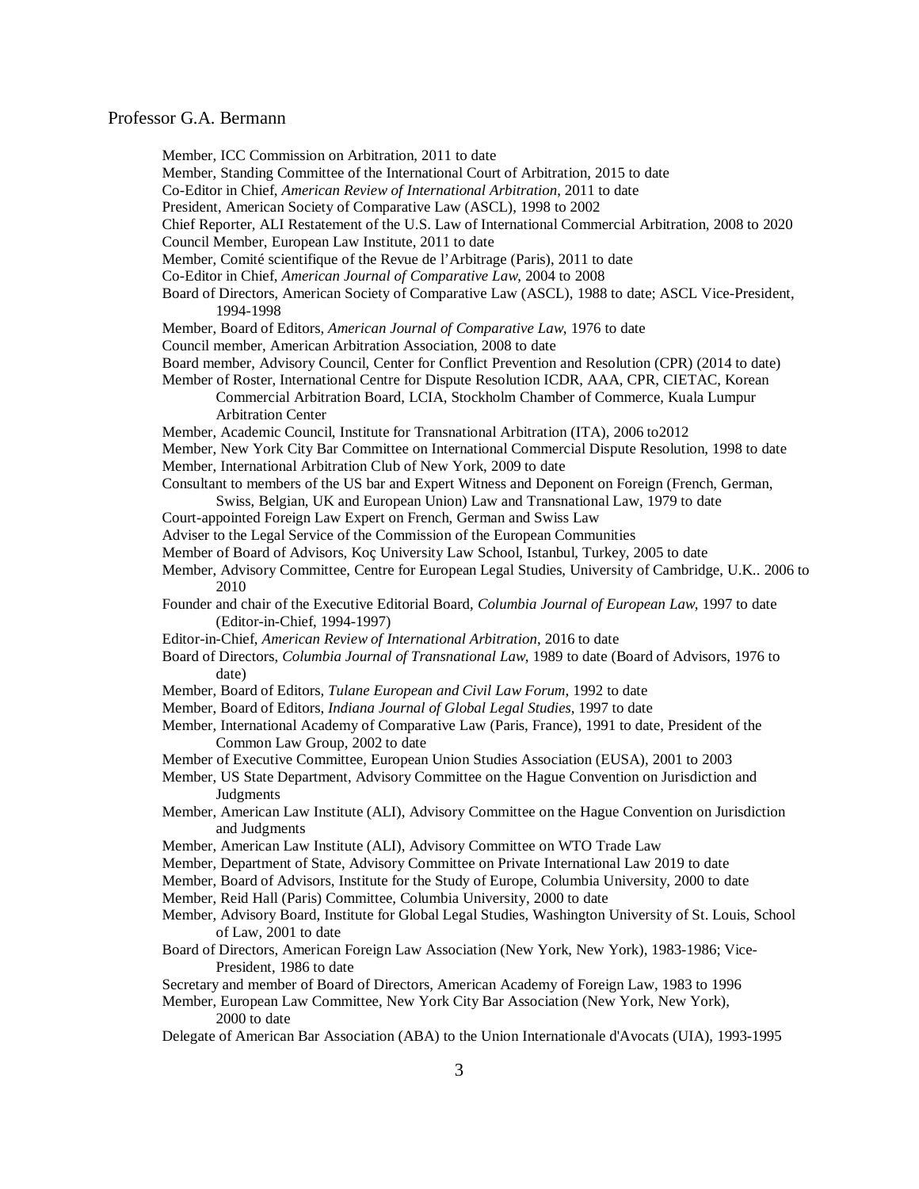Professor G.A. Bermann

Member, ICC Commission on Arbitration, 2011 to date
Member, Standing Committee of the International Court of Arbitration, 2015 to date
Co-Editor in Chief, *American Review of International Arbitration*, 2011 to date
President, American Society of Comparative Law (ASCL), 1998 to 2002
Chief Reporter, ALI Restatement of the U.S. Law of International Commercial Arbitration, 2008 to 2020
Council Member, European Law Institute, 2011 to date
Member, Comité scientifique of the Revue de l'Arbitrage (Paris), 2011 to date
Co-Editor in Chief, *American Journal of Comparative Law*, 2004 to 2008
Board of Directors, American Society of Comparative Law (ASCL), 1988 to date; ASCL Vice-President, 1994-1998
Member, Board of Editors, *American Journal of Comparative Law*, 1976 to date
Council member, American Arbitration Association, 2008 to date
Board member, Advisory Council, Center for Conflict Prevention and Resolution (CPR) (2014 to date)
Member of Roster, International Centre for Dispute Resolution ICDR, AAA, CPR, CIETAC, Korean Commercial Arbitration Board, LCIA, Stockholm Chamber of Commerce, Kuala Lumpur Arbitration Center
Member, Academic Council, Institute for Transnational Arbitration (ITA), 2006 to2012
Member, New York City Bar Committee on International Commercial Dispute Resolution, 1998 to date
Member, International Arbitration Club of New York, 2009 to date
Consultant to members of the US bar and Expert Witness and Deponent on Foreign (French, German, Swiss, Belgian, UK and European Union) Law and Transnational Law, 1979 to date
Court-appointed Foreign Law Expert on French, German and Swiss Law
Adviser to the Legal Service of the Commission of the European Communities
Member of Board of Advisors, Koç University Law School, Istanbul, Turkey, 2005 to date
Member, Advisory Committee, Centre for European Legal Studies, University of Cambridge, U.K.. 2006 to 2010
Founder and chair of the Executive Editorial Board, *Columbia Journal of European Law*, 1997 to date (Editor-in-Chief, 1994-1997)
Editor-in-Chief, *American Review of International Arbitration*, 2016 to date
Board of Directors, *Columbia Journal of Transnational Law*, 1989 to date (Board of Advisors, 1976 to date)
Member, Board of Editors, *Tulane European and Civil Law Forum*, 1992 to date
Member, Board of Editors, *Indiana Journal of Global Legal Studies*, 1997 to date
Member, International Academy of Comparative Law (Paris, France), 1991 to date, President of the Common Law Group, 2002 to date
Member of Executive Committee, European Union Studies Association (EUSA), 2001 to 2003
Member, US State Department, Advisory Committee on the Hague Convention on Jurisdiction and Judgments
Member, American Law Institute (ALI), Advisory Committee on the Hague Convention on Jurisdiction and Judgments
Member, American Law Institute (ALI), Advisory Committee on WTO Trade Law
Member, Department of State, Advisory Committee on Private International Law 2019 to date
Member, Board of Advisors, Institute for the Study of Europe, Columbia University, 2000 to date
Member, Reid Hall (Paris) Committee, Columbia University, 2000 to date
Member, Advisory Board, Institute for Global Legal Studies, Washington University of St. Louis, School of Law, 2001 to date
Board of Directors, American Foreign Law Association (New York, New York), 1983-1986; Vice-President, 1986 to date
Secretary and member of Board of Directors, American Academy of Foreign Law, 1983 to 1996
Member, European Law Committee, New York City Bar Association (New York, New York), 2000 to date
Delegate of American Bar Association (ABA) to the Union Internationale d'Avocats (UIA), 1993-1995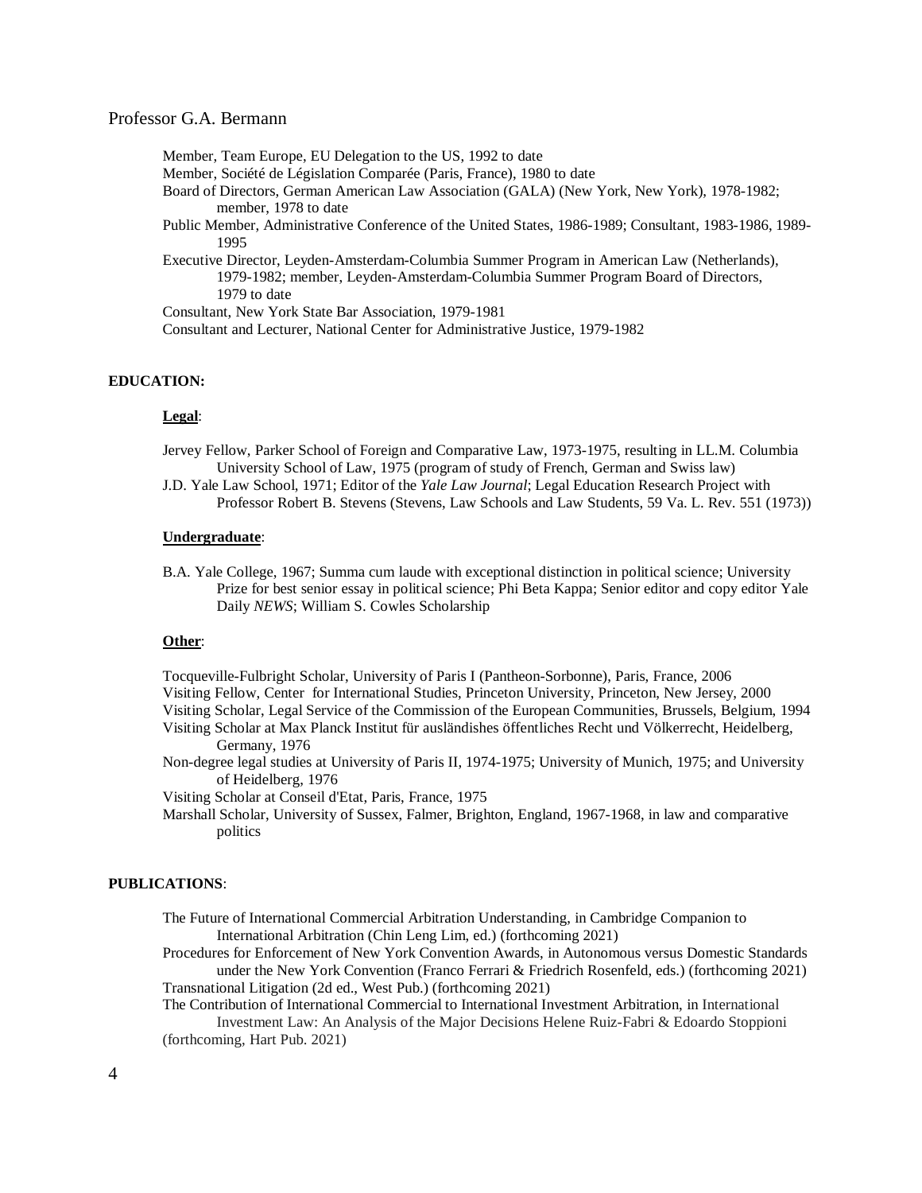Member, Team Europe, EU Delegation to the US, 1992 to date

Member, Société de Législation Comparée (Paris, France), 1980 to date

Board of Directors, German American Law Association (GALA) (New York, New York), 1978-1982; member, 1978 to date

Public Member, Administrative Conference of the United States, 1986-1989; Consultant, 1983-1986, 1989-1995

Executive Director, Leyden-Amsterdam-Columbia Summer Program in American Law (Netherlands), 1979-1982; member, Leyden-Amsterdam-Columbia Summer Program Board of Directors, 1979 to date

Consultant, New York State Bar Association, 1979-1981

Consultant and Lecturer, National Center for Administrative Justice, 1979-1982

## EDUCATION:

### Legal:

Jervey Fellow, Parker School of Foreign and Comparative Law, 1973-1975, resulting in LL.M. Columbia University School of Law, 1975 (program of study of French, German and Swiss law)

J.D. Yale Law School, 1971; Editor of the *Yale Law Journal*; Legal Education Research Project with Professor Robert B. Stevens (Stevens, Law Schools and Law Students, 59 Va. L. Rev. 551 (1973))

### Undergraduate:

B.A. Yale College, 1967; Summa cum laude with exceptional distinction in political science; University Prize for best senior essay in political science; Phi Beta Kappa; Senior editor and copy editor Yale Daily *NEWS*; William S. Cowles Scholarship

### Other:

Tocqueville-Fulbright Scholar, University of Paris I (Pantheon-Sorbonne), Paris, France, 2006

Visiting Fellow, Center for International Studies, Princeton University, Princeton, New Jersey, 2000

Visiting Scholar, Legal Service of the Commission of the European Communities, Brussels, Belgium, 1994

Visiting Scholar at Max Planck Institut für ausländishes öffentliches Recht und Völkerrecht, Heidelberg, Germany, 1976

Non-degree legal studies at University of Paris II, 1974-1975; University of Munich, 1975; and University of Heidelberg, 1976

Visiting Scholar at Conseil d'Etat, Paris, France, 1975

Marshall Scholar, University of Sussex, Falmer, Brighton, England, 1967-1968, in law and comparative politics

## PUBLICATIONS:

The Future of International Commercial Arbitration Understanding, in Cambridge Companion to International Arbitration (Chin Leng Lim, ed.) (forthcoming 2021)

Procedures for Enforcement of New York Convention Awards, in Autonomous versus Domestic Standards under the New York Convention (Franco Ferrari & Friedrich Rosenfeld, eds.) (forthcoming 2021)

Transnational Litigation (2d ed., West Pub.) (forthcoming 2021)

The Contribution of International Commercial to International Investment Arbitration, in International Investment Law: An Analysis of the Major Decisions Helene Ruiz-Fabri & Edoardo Stoppioni (forthcoming, Hart Pub. 2021)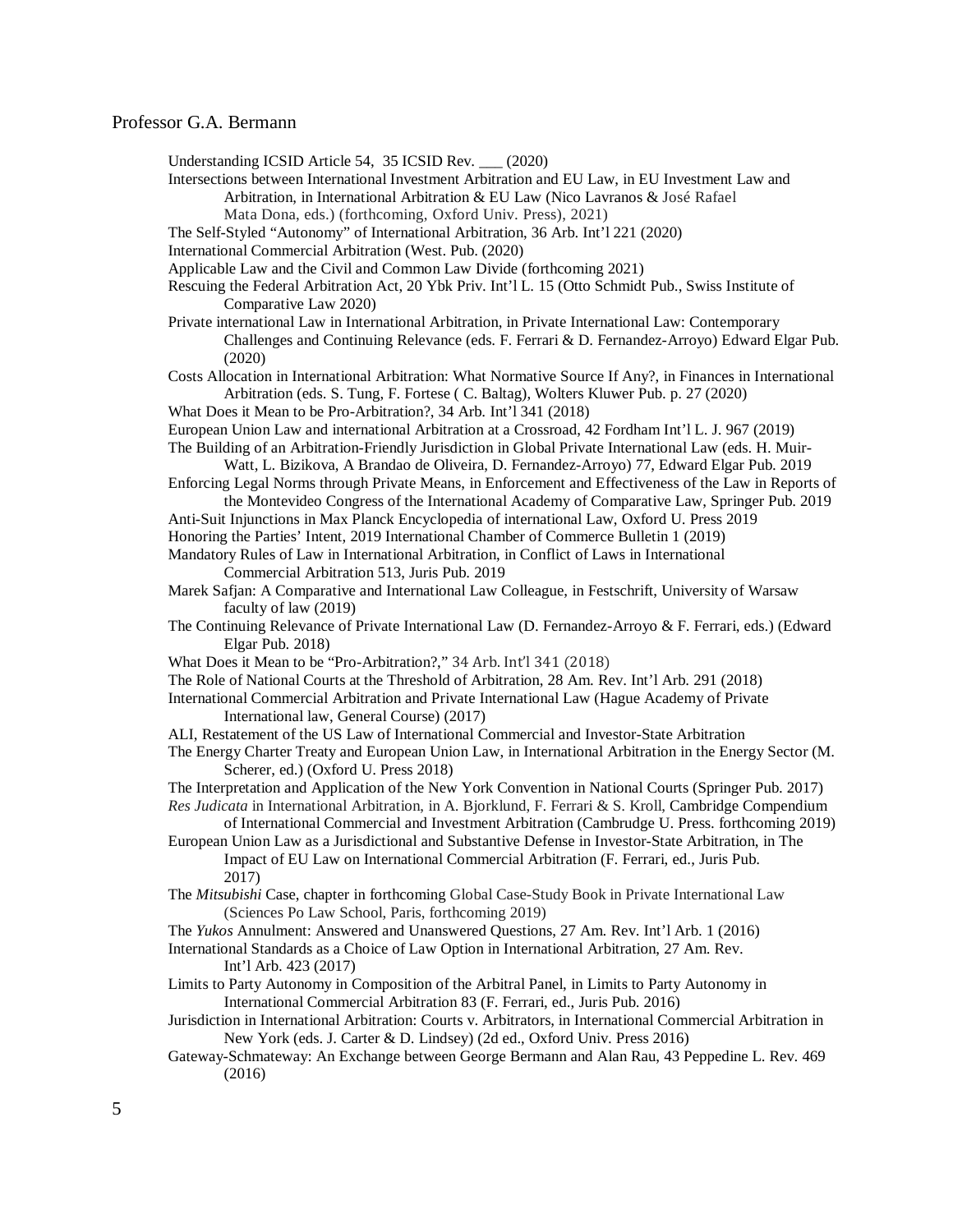Understanding ICSID Article 54, 35 ICSID Rev. ___ (2020)

Intersections between International Investment Arbitration and EU Law, in EU Investment Law and Arbitration, in International Arbitration & EU Law (Nico Lavranos & José Rafael Mata Dona, eds.) (forthcoming, Oxford Univ. Press), 2021)

The Self-Styled "Autonomy" of International Arbitration, 36 Arb. Int'l 221 (2020)

International Commercial Arbitration (West. Pub. (2020)

Applicable Law and the Civil and Common Law Divide (forthcoming 2021)

Rescuing the Federal Arbitration Act, 20 Ybk Priv. Int'l L. 15 (Otto Schmidt Pub., Swiss Institute of Comparative Law 2020)

Private international Law in International Arbitration, in Private International Law: Contemporary Challenges and Continuing Relevance (eds. F. Ferrari & D. Fernandez-Arroyo) Edward Elgar Pub. (2020)

Costs Allocation in International Arbitration: What Normative Source If Any?, in Finances in International Arbitration (eds. S. Tung, F. Fortese ( C. Baltag), Wolters Kluwer Pub. p. 27 (2020)

What Does it Mean to be Pro-Arbitration?, 34 Arb. Int'l 341 (2018)

European Union Law and international Arbitration at a Crossroad, 42 Fordham Int'l L. J. 967 (2019)

The Building of an Arbitration-Friendly Jurisdiction in Global Private International Law (eds. H. Muir-Watt, L. Bizikova, A Brandao de Oliveira, D. Fernandez-Arroyo) 77, Edward Elgar Pub. 2019

Enforcing Legal Norms through Private Means, in Enforcement and Effectiveness of the Law in Reports of the Montevideo Congress of the International Academy of Comparative Law, Springer Pub. 2019

Anti-Suit Injunctions in Max Planck Encyclopedia of international Law, Oxford U. Press 2019

Honoring the Parties' Intent, 2019 International Chamber of Commerce Bulletin 1 (2019)

Mandatory Rules of Law in International Arbitration, in Conflict of Laws in International Commercial Arbitration 513, Juris Pub. 2019

Marek Safjan: A Comparative and International Law Colleague, in Festschrift, University of Warsaw faculty of law (2019)

The Continuing Relevance of Private International Law (D. Fernandez-Arroyo & F. Ferrari, eds.) (Edward Elgar Pub. 2018)

What Does it Mean to be "Pro-Arbitration?," 34 Arb. Int'l 341 (2018)

The Role of National Courts at the Threshold of Arbitration, 28 Am. Rev. Int'l Arb. 291 (2018)

International Commercial Arbitration and Private International Law (Hague Academy of Private International law, General Course) (2017)

ALI, Restatement of the US Law of International Commercial and Investor-State Arbitration

The Energy Charter Treaty and European Union Law, in International Arbitration in the Energy Sector (M. Scherer, ed.) (Oxford U. Press 2018)

The Interpretation and Application of the New York Convention in National Courts (Springer Pub. 2017)

*Res Judicata* in International Arbitration, in A. Bjorklund, F. Ferrari & S. Kroll, Cambridge Compendium of International Commercial and Investment Arbitration (Cambrudge U. Press. forthcoming 2019)

European Union Law as a Jurisdictional and Substantive Defense in Investor-State Arbitration, in The Impact of EU Law on International Commercial Arbitration (F. Ferrari, ed., Juris Pub. 2017)

The *Mitsubishi* Case, chapter in forthcoming Global Case-Study Book in Private International Law (Sciences Po Law School, Paris, forthcoming 2019)

The *Yukos* Annulment: Answered and Unanswered Questions, 27 Am. Rev. Int'l Arb. 1 (2016)

International Standards as a Choice of Law Option in International Arbitration, 27 Am. Rev. Int'l Arb. 423 (2017)

Limits to Party Autonomy in Composition of the Arbitral Panel, in Limits to Party Autonomy in International Commercial Arbitration 83 (F. Ferrari, ed., Juris Pub. 2016)

Jurisdiction in International Arbitration: Courts v. Arbitrators, in International Commercial Arbitration in New York (eds. J. Carter & D. Lindsey) (2d ed., Oxford Univ. Press 2016)

Gateway-Schmateway: An Exchange between George Bermann and Alan Rau, 43 Peppedine L. Rev. 469 (2016)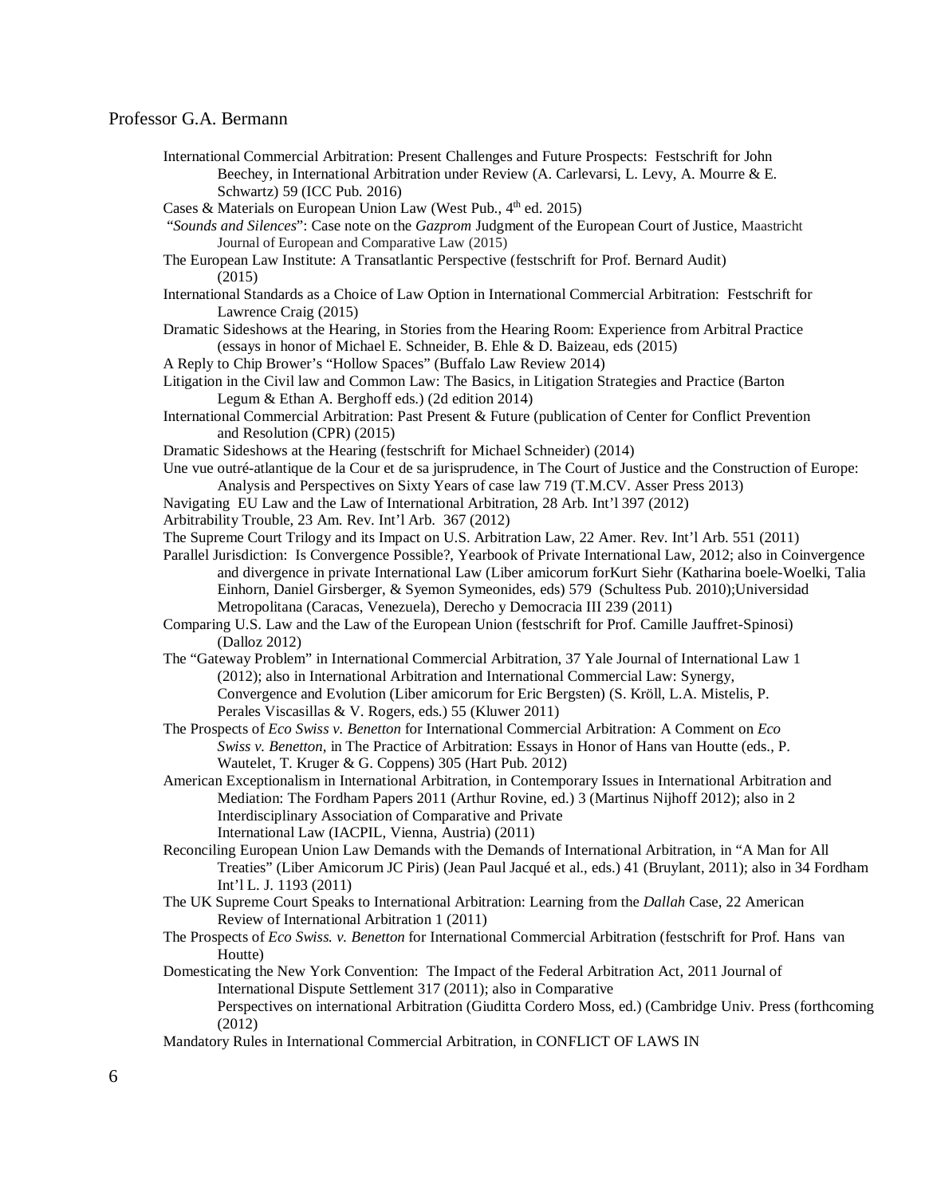International Commercial Arbitration: Present Challenges and Future Prospects: Festschrift for John Beechey, in International Arbitration under Review (A. Carlevarsi, L. Levy, A. Mourre & E. Schwartz) 59 (ICC Pub. 2016)

Cases & Materials on European Union Law (West Pub., 4th ed. 2015)

"*Sounds and Silences*": Case note on the *Gazprom* Judgment of the European Court of Justice, Maastricht Journal of European and Comparative Law (2015)

The European Law Institute: A Transatlantic Perspective (festschrift for Prof. Bernard Audit) (2015)

International Standards as a Choice of Law Option in International Commercial Arbitration: Festschrift for Lawrence Craig (2015)

Dramatic Sideshows at the Hearing, in Stories from the Hearing Room: Experience from Arbitral Practice (essays in honor of Michael E. Schneider, B. Ehle & D. Baizeau, eds (2015)

A Reply to Chip Brower's "Hollow Spaces" (Buffalo Law Review 2014)

Litigation in the Civil law and Common Law: The Basics, in Litigation Strategies and Practice (Barton Legum & Ethan A. Berghoff eds.) (2d edition 2014)

International Commercial Arbitration: Past Present & Future (publication of Center for Conflict Prevention and Resolution (CPR) (2015)

Dramatic Sideshows at the Hearing (festschrift for Michael Schneider) (2014)

Une vue outré-atlantique de la Cour et de sa jurisprudence, in The Court of Justice and the Construction of Europe: Analysis and Perspectives on Sixty Years of case law 719 (T.M.CV. Asser Press 2013)

Navigating EU Law and the Law of International Arbitration, 28 Arb. Int'l 397 (2012)

Arbitrability Trouble, 23 Am. Rev. Int'l Arb. 367 (2012)

The Supreme Court Trilogy and its Impact on U.S. Arbitration Law, 22 Amer. Rev. Int'l Arb. 551 (2011)

Parallel Jurisdiction: Is Convergence Possible?, Yearbook of Private International Law, 2012; also in Coinvergence and divergence in private International Law (Liber amicorum forKurt Siehr (Katharina boele-Woelki, Talia Einhorn, Daniel Girsberger, & Syemon Symeonides, eds) 579 (Schultess Pub. 2010);Universidad Metropolitana (Caracas, Venezuela), Derecho y Democracia III 239 (2011)

Comparing U.S. Law and the Law of the European Union (festschrift for Prof. Camille Jauffret-Spinosi) (Dalloz 2012)

The "Gateway Problem" in International Commercial Arbitration, 37 Yale Journal of International Law 1 (2012); also in International Arbitration and International Commercial Law: Synergy, Convergence and Evolution (Liber amicorum for Eric Bergsten) (S. Kröll, L.A. Mistelis, P. Perales Viscasillas & V. Rogers, eds.) 55 (Kluwer 2011)

The Prospects of *Eco Swiss v. Benetton* for International Commercial Arbitration: A Comment on *Eco Swiss v. Benetton*, in The Practice of Arbitration: Essays in Honor of Hans van Houtte (eds., P. Wautelet, T. Kruger & G. Coppens) 305 (Hart Pub. 2012)

American Exceptionalism in International Arbitration, in Contemporary Issues in International Arbitration and Mediation: The Fordham Papers 2011 (Arthur Rovine, ed.) 3 (Martinus Nijhoff 2012); also in 2 Interdisciplinary Association of Comparative and Private International Law (IACPIL, Vienna, Austria) (2011)

Reconciling European Union Law Demands with the Demands of International Arbitration, in "A Man for All Treaties" (Liber Amicorum JC Piris) (Jean Paul Jacqué et al., eds.) 41 (Bruylant, 2011); also in 34 Fordham Int'l L. J. 1193 (2011)

The UK Supreme Court Speaks to International Arbitration: Learning from the *Dallah* Case, 22 American Review of International Arbitration 1 (2011)

The Prospects of *Eco Swiss. v. Benetton* for International Commercial Arbitration (festschrift for Prof. Hans van Houtte)

Domesticating the New York Convention: The Impact of the Federal Arbitration Act, 2011 Journal of International Dispute Settlement 317 (2011); also in Comparative Perspectives on international Arbitration (Giuditta Cordero Moss, ed.) (Cambridge Univ. Press (forthcoming (2012)

Mandatory Rules in International Commercial Arbitration, in CONFLICT OF LAWS IN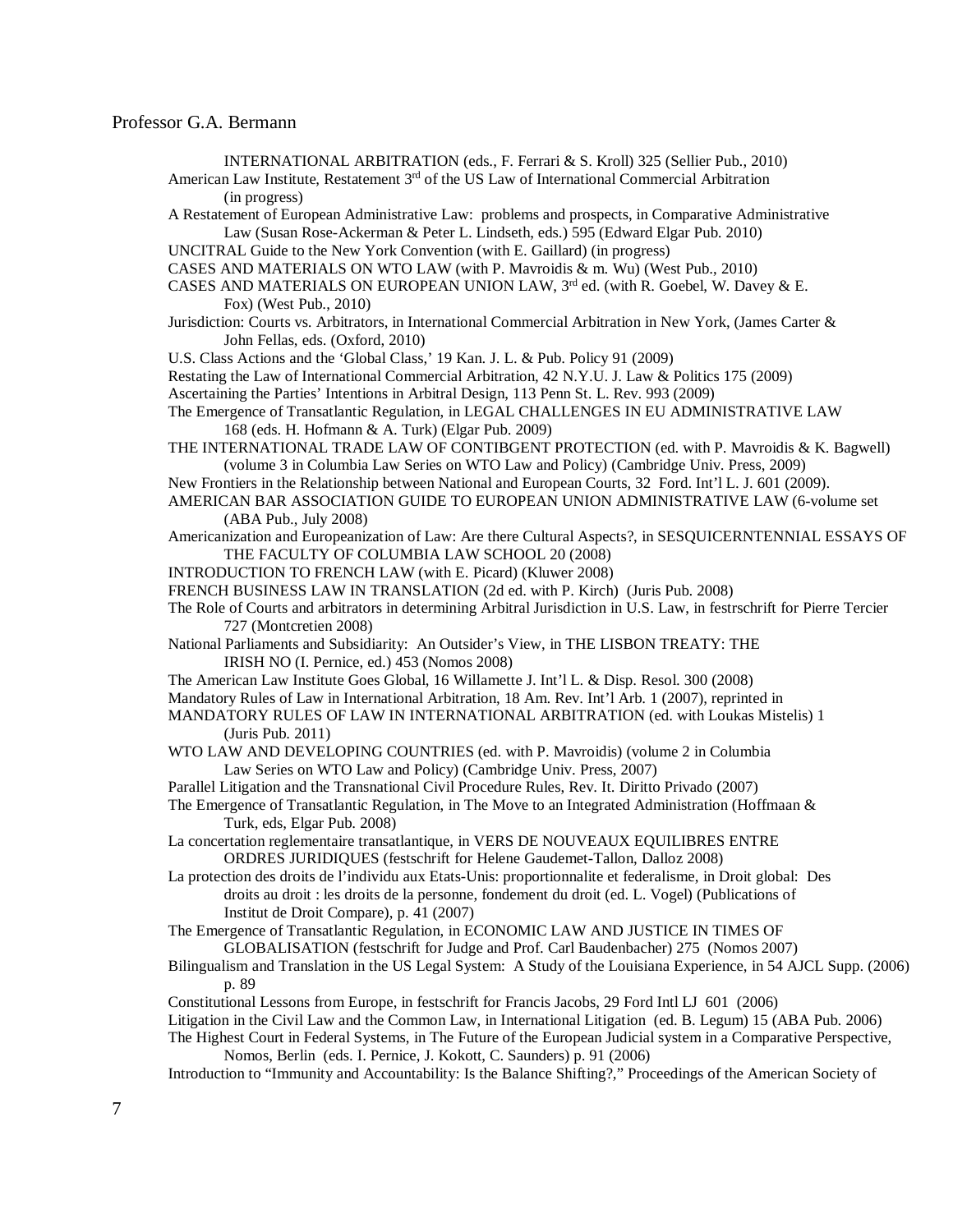INTERNATIONAL ARBITRATION (eds., F. Ferrari & S. Kroll) 325 (Sellier Pub., 2010)

American Law Institute, Restatement 3rd of the US Law of International Commercial Arbitration (in progress)

A Restatement of European Administrative Law: problems and prospects, in Comparative Administrative Law (Susan Rose-Ackerman & Peter L. Lindseth, eds.) 595 (Edward Elgar Pub. 2010)

UNCITRAL Guide to the New York Convention (with E. Gaillard) (in progress)

CASES AND MATERIALS ON WTO LAW (with P. Mavroidis & m. Wu) (West Pub., 2010)

CASES AND MATERIALS ON EUROPEAN UNION LAW, 3rd ed. (with R. Goebel, W. Davey & E. Fox) (West Pub., 2010)

Jurisdiction: Courts vs. Arbitrators, in International Commercial Arbitration in New York, (James Carter & John Fellas, eds. (Oxford, 2010)

U.S. Class Actions and the 'Global Class,' 19 Kan. J. L. & Pub. Policy 91 (2009)

Restating the Law of International Commercial Arbitration, 42 N.Y.U. J. Law & Politics 175 (2009)

Ascertaining the Parties' Intentions in Arbitral Design, 113 Penn St. L. Rev. 993 (2009)

The Emergence of Transatlantic Regulation, in LEGAL CHALLENGES IN EU ADMINISTRATIVE LAW 168 (eds. H. Hofmann & A. Turk) (Elgar Pub. 2009)

THE INTERNATIONAL TRADE LAW OF CONTIBGENT PROTECTION (ed. with P. Mavroidis & K. Bagwell) (volume 3 in Columbia Law Series on WTO Law and Policy) (Cambridge Univ. Press, 2009)

New Frontiers in the Relationship between National and European Courts, 32 Ford. Int'l L. J. 601 (2009).

AMERICAN BAR ASSOCIATION GUIDE TO EUROPEAN UNION ADMINISTRATIVE LAW (6-volume set (ABA Pub., July 2008)

Americanization and Europeanization of Law: Are there Cultural Aspects?, in SESQUICERNTENNIAL ESSAYS OF THE FACULTY OF COLUMBIA LAW SCHOOL 20 (2008)

INTRODUCTION TO FRENCH LAW (with E. Picard) (Kluwer 2008)

FRENCH BUSINESS LAW IN TRANSLATION (2d ed. with P. Kirch) (Juris Pub. 2008)

The Role of Courts and arbitrators in determining Arbitral Jurisdiction in U.S. Law, in festrschrift for Pierre Tercier 727 (Montcretien 2008)

National Parliaments and Subsidiarity: An Outsider's View, in THE LISBON TREATY: THE IRISH NO (I. Pernice, ed.) 453 (Nomos 2008)

The American Law Institute Goes Global, 16 Willamette J. Int'l L. & Disp. Resol. 300 (2008)

Mandatory Rules of Law in International Arbitration, 18 Am. Rev. Int'l Arb. 1 (2007), reprinted in MANDATORY RULES OF LAW IN INTERNATIONAL ARBITRATION (ed. with Loukas Mistelis) 1 (Juris Pub. 2011)

WTO LAW AND DEVELOPING COUNTRIES (ed. with P. Mavroidis) (volume 2 in Columbia Law Series on WTO Law and Policy) (Cambridge Univ. Press, 2007)

Parallel Litigation and the Transnational Civil Procedure Rules, Rev. It. Diritto Privado (2007)

The Emergence of Transatlantic Regulation, in The Move to an Integrated Administration (Hoffmaan & Turk, eds, Elgar Pub. 2008)

La concertation reglementaire transatlantique, in VERS DE NOUVEAUX EQUILIBRES ENTRE ORDRES JURIDIQUES (festschrift for Helene Gaudemet-Tallon, Dalloz 2008)

La protection des droits de l'individu aux Etats-Unis: proportionnalite et federalisme, in Droit global: Des droits au droit : les droits de la personne, fondement du droit (ed. L. Vogel) (Publications of Institut de Droit Compare), p. 41 (2007)

The Emergence of Transatlantic Regulation, in ECONOMIC LAW AND JUSTICE IN TIMES OF GLOBALISATION (festschrift for Judge and Prof. Carl Baudenbacher) 275 (Nomos 2007)

Bilingualism and Translation in the US Legal System: A Study of the Louisiana Experience, in 54 AJCL Supp. (2006) p. 89

Constitutional Lessons from Europe, in festschrift for Francis Jacobs, 29 Ford Intl LJ 601 (2006)

Litigation in the Civil Law and the Common Law, in International Litigation (ed. B. Legum) 15 (ABA Pub. 2006)

The Highest Court in Federal Systems, in The Future of the European Judicial system in a Comparative Perspective, Nomos, Berlin (eds. I. Pernice, J. Kokott, C. Saunders) p. 91 (2006)

Introduction to "Immunity and Accountability: Is the Balance Shifting?," Proceedings of the American Society of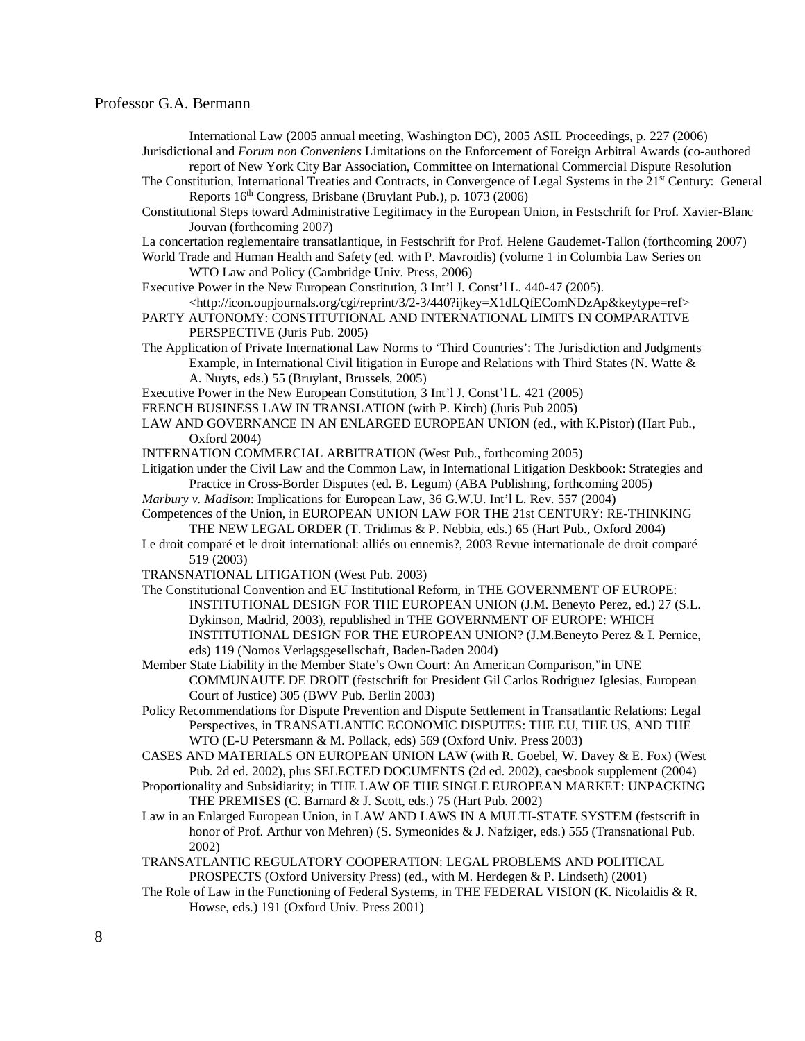International Law (2005 annual meeting, Washington DC), 2005 ASIL Proceedings, p. 227 (2006)

Jurisdictional and *Forum non Conveniens* Limitations on the Enforcement of Foreign Arbitral Awards (co-authored report of New York City Bar Association, Committee on International Commercial Dispute Resolution

The Constitution, International Treaties and Contracts, in Convergence of Legal Systems in the 21st Century: General Reports 16th Congress, Brisbane (Bruylant Pub.), p. 1073 (2006)

Constitutional Steps toward Administrative Legitimacy in the European Union, in Festschrift for Prof. Xavier-Blanc Jouvan (forthcoming 2007)

La concertation reglementaire transatlantique, in Festschrift for Prof. Helene Gaudemet-Tallon (forthcoming 2007)

World Trade and Human Health and Safety (ed. with P. Mavroidis) (volume 1 in Columbia Law Series on WTO Law and Policy (Cambridge Univ. Press, 2006)

Executive Power in the New European Constitution, 3 Int'l J. Const'l L. 440-47 (2005). <http://icon.oupjournals.org/cgi/reprint/3/2-3/440?ijkey=X1dLQfEComNDzAp&keytype=ref>

PARTY AUTONOMY: CONSTITUTIONAL AND INTERNATIONAL LIMITS IN COMPARATIVE PERSPECTIVE (Juris Pub. 2005)

The Application of Private International Law Norms to 'Third Countries': The Jurisdiction and Judgments Example, in International Civil litigation in Europe and Relations with Third States (N. Watte & A. Nuyts, eds.) 55 (Bruylant, Brussels, 2005)

Executive Power in the New European Constitution, 3 Int'l J. Const'l L. 421 (2005)

FRENCH BUSINESS LAW IN TRANSLATION (with P. Kirch) (Juris Pub 2005)

LAW AND GOVERNANCE IN AN ENLARGED EUROPEAN UNION (ed., with K.Pistor) (Hart Pub., Oxford 2004)

INTERNATIONAL COMMERCIAL ARBITRATION (West Pub., forthcoming 2005)

Litigation under the Civil Law and the Common Law, in International Litigation Deskbook: Strategies and Practice in Cross-Border Disputes (ed. B. Legum) (ABA Publishing, forthcoming 2005)

*Marbury v. Madison*: Implications for European Law, 36 G.W.U. Int'l L. Rev. 557 (2004)

Competences of the Union, in EUROPEAN UNION LAW FOR THE 21st CENTURY: RE-THINKING THE NEW LEGAL ORDER (T. Tridimas & P. Nebbia, eds.) 65 (Hart Pub., Oxford 2004)

Le droit comparé et le droit international: alliés ou ennemis?, 2003 Revue internationale de droit comparé 519 (2003)

TRANSNATIONAL LITIGATION (West Pub. 2003)

The Constitutional Convention and EU Institutional Reform, in THE GOVERNMENT OF EUROPE: INSTITUTIONAL DESIGN FOR THE EUROPEAN UNION (J.M. Beneyto Perez, ed.) 27 (S.L. Dykinson, Madrid, 2003), republished in THE GOVERNMENT OF EUROPE: WHICH INSTITUTIONAL DESIGN FOR THE EUROPEAN UNION? (J.M.Beneyto Perez & I. Pernice, eds) 119 (Nomos Verlagsgesellschaft, Baden-Baden 2004)

Member State Liability in the Member State's Own Court: An American Comparison,"in UNE COMMUNAUTE DE DROIT (festschrift for President Gil Carlos Rodriguez Iglesias, European Court of Justice) 305 (BWV Pub. Berlin 2003)

Policy Recommendations for Dispute Prevention and Dispute Settlement in Transatlantic Relations: Legal Perspectives, in TRANSATLANTIC ECONOMIC DISPUTES: THE EU, THE US, AND THE WTO (E-U Petersmann & M. Pollack, eds) 569 (Oxford Univ. Press 2003)

CASES AND MATERIALS ON EUROPEAN UNION LAW (with R. Goebel, W. Davey & E. Fox) (West Pub. 2d ed. 2002), plus SELECTED DOCUMENTS (2d ed. 2002), caesbook supplement (2004)

Proportionality and Subsidiarity; in THE LAW OF THE SINGLE EUROPEAN MARKET: UNPACKING THE PREMISES (C. Barnard & J. Scott, eds.) 75 (Hart Pub. 2002)

Law in an Enlarged European Union, in LAW AND LAWS IN A MULTI-STATE SYSTEM (festscrift in honor of Prof. Arthur von Mehren) (S. Symeonides & J. Nafziger, eds.) 555 (Transnational Pub. 2002)

TRANSATLANTIC REGULATORY COOPERATION: LEGAL PROBLEMS AND POLITICAL PROSPECTS (Oxford University Press) (ed., with M. Herdegen & P. Lindseth) (2001)

The Role of Law in the Functioning of Federal Systems, in THE FEDERAL VISION (K. Nicolaidis & R. Howse, eds.) 191 (Oxford Univ. Press 2001)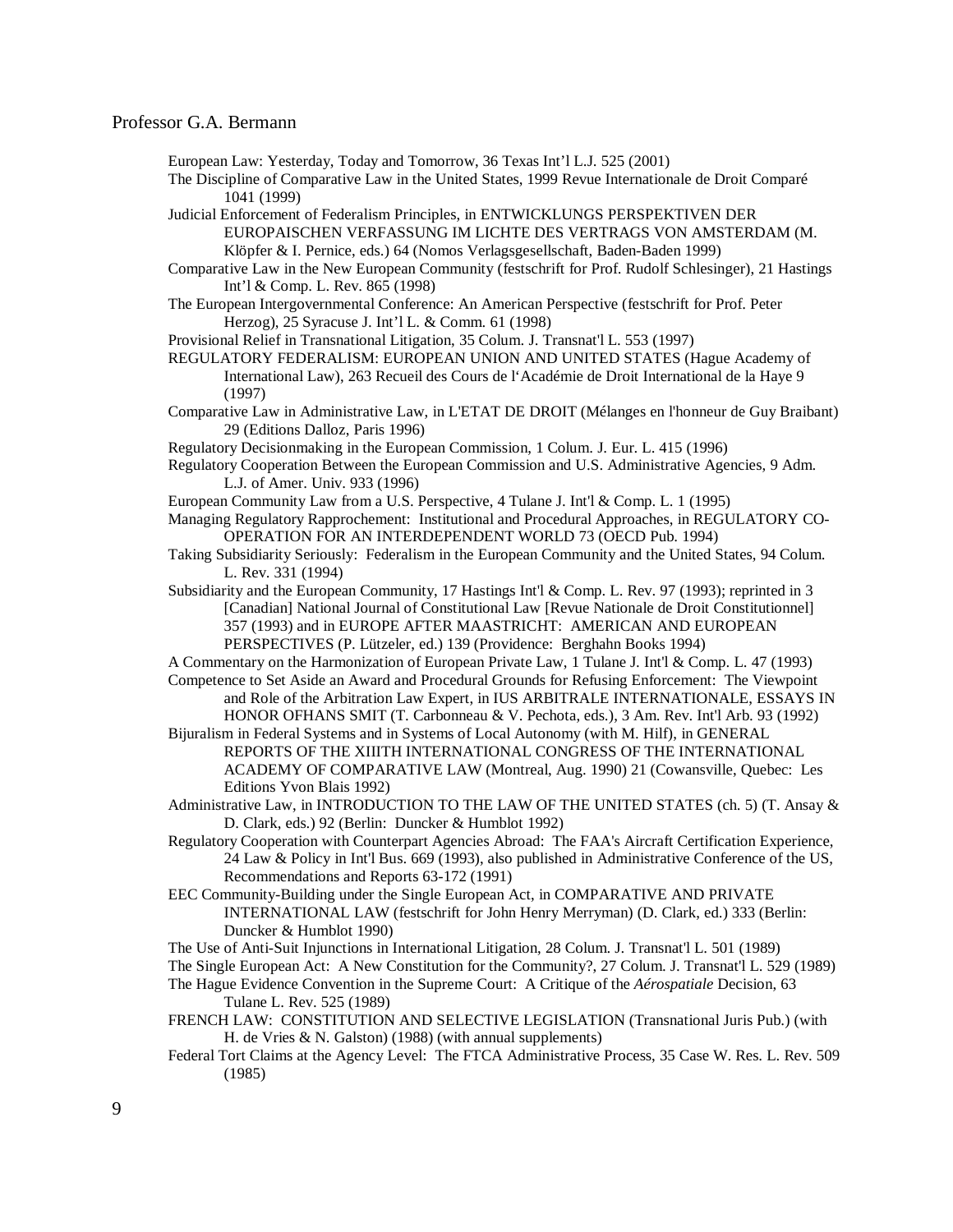European Law: Yesterday, Today and Tomorrow, 36 Texas Int'l L.J. 525 (2001)

The Discipline of Comparative Law in the United States, 1999 Revue Internationale de Droit Comparé 1041 (1999)

Judicial Enforcement of Federalism Principles, in ENTWICKLUNGS PERSPEKTIVEN DER EUROPAISCHEN VERFASSUNG IM LICHTE DES VERTRAGS VON AMSTERDAM (M. Klöpfer & I. Pernice, eds.) 64 (Nomos Verlagsgesellschaft, Baden-Baden 1999)

Comparative Law in the New European Community (festschrift for Prof. Rudolf Schlesinger), 21 Hastings Int'l & Comp. L. Rev. 865 (1998)

The European Intergovernmental Conference: An American Perspective (festschrift for Prof. Peter Herzog), 25 Syracuse J. Int'l L. & Comm. 61 (1998)

Provisional Relief in Transnational Litigation, 35 Colum. J. Transnat'l L. 553 (1997)

REGULATORY FEDERALISM: EUROPEAN UNION AND UNITED STATES (Hague Academy of International Law), 263 Recueil des Cours de l'Académie de Droit International de la Haye 9 (1997)

Comparative Law in Administrative Law, in L'ETAT DE DROIT (Mélanges en l'honneur de Guy Braibant) 29 (Editions Dalloz, Paris 1996)

Regulatory Decisionmaking in the European Commission, 1 Colum. J. Eur. L. 415 (1996)

Regulatory Cooperation Between the European Commission and U.S. Administrative Agencies, 9 Adm. L.J. of Amer. Univ. 933 (1996)

European Community Law from a U.S. Perspective, 4 Tulane J. Int'l & Comp. L. 1 (1995)

Managing Regulatory Rapprochement: Institutional and Procedural Approaches, in REGULATORY CO-OPERATION FOR AN INTERDEPENDENT WORLD 73 (OECD Pub. 1994)

Taking Subsidiarity Seriously: Federalism in the European Community and the United States, 94 Colum. L. Rev. 331 (1994)

Subsidiarity and the European Community, 17 Hastings Int'l & Comp. L. Rev. 97 (1993); reprinted in 3 [Canadian] National Journal of Constitutional Law [Revue Nationale de Droit Constitutionnel] 357 (1993) and in EUROPE AFTER MAASTRICHT: AMERICAN AND EUROPEAN PERSPECTIVES (P. Lützeler, ed.) 139 (Providence: Berghahn Books 1994)

A Commentary on the Harmonization of European Private Law, 1 Tulane J. Int'l & Comp. L. 47 (1993)

Competence to Set Aside an Award and Procedural Grounds for Refusing Enforcement: The Viewpoint and Role of the Arbitration Law Expert, in IUS ARBITRALE INTERNATIONALE, ESSAYS IN HONOR OFHANS SMIT (T. Carbonneau & V. Pechota, eds.), 3 Am. Rev. Int'l Arb. 93 (1992)

Bijuralism in Federal Systems and in Systems of Local Autonomy (with M. Hilf), in GENERAL REPORTS OF THE XIIITH INTERNATIONAL CONGRESS OF THE INTERNATIONAL ACADEMY OF COMPARATIVE LAW (Montreal, Aug. 1990) 21 (Cowansville, Quebec: Les Editions Yvon Blais 1992)

Administrative Law, in INTRODUCTION TO THE LAW OF THE UNITED STATES (ch. 5) (T. Ansay & D. Clark, eds.) 92 (Berlin: Duncker & Humblot 1992)

Regulatory Cooperation with Counterpart Agencies Abroad: The FAA's Aircraft Certification Experience, 24 Law & Policy in Int'l Bus. 669 (1993), also published in Administrative Conference of the US, Recommendations and Reports 63-172 (1991)

EEC Community-Building under the Single European Act, in COMPARATIVE AND PRIVATE INTERNATIONAL LAW (festschrift for John Henry Merryman) (D. Clark, ed.) 333 (Berlin: Duncker & Humblot 1990)

The Use of Anti-Suit Injunctions in International Litigation, 28 Colum. J. Transnat'l L. 501 (1989)

The Single European Act: A New Constitution for the Community?, 27 Colum. J. Transnat'l L. 529 (1989)

The Hague Evidence Convention in the Supreme Court: A Critique of the *Aérospatiale* Decision, 63 Tulane L. Rev. 525 (1989)

FRENCH LAW: CONSTITUTION AND SELECTIVE LEGISLATION (Transnational Juris Pub.) (with H. de Vries & N. Galston) (1988) (with annual supplements)

Federal Tort Claims at the Agency Level: The FTCA Administrative Process, 35 Case W. Res. L. Rev. 509 (1985)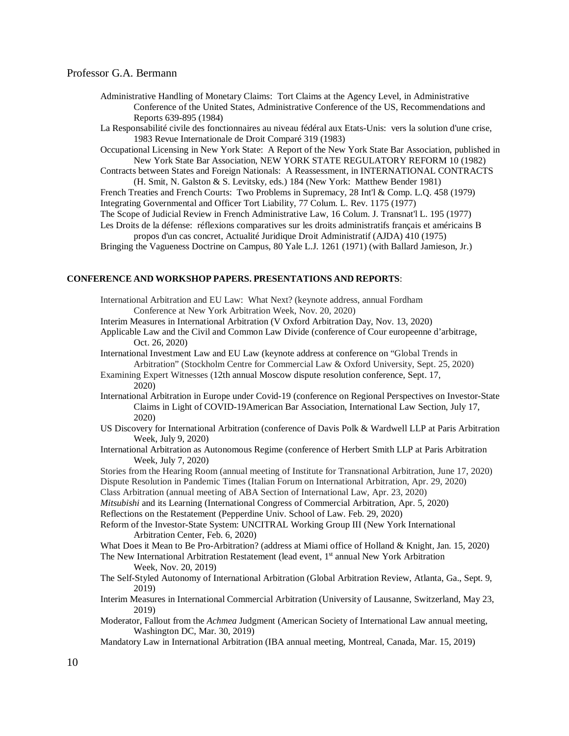Administrative Handling of Monetary Claims: Tort Claims at the Agency Level, in Administrative Conference of the United States, Administrative Conference of the US, Recommendations and Reports 639-895 (1984)

La Responsabilité civile des fonctionnaires au niveau fédéral aux Etats-Unis: vers la solution d'une crise, 1983 Revue Internationale de Droit Comparé 319 (1983)

Occupational Licensing in New York State: A Report of the New York State Bar Association, published in New York State Bar Association, NEW YORK STATE REGULATORY REFORM 10 (1982)

Contracts between States and Foreign Nationals: A Reassessment, in INTERNATIONAL CONTRACTS (H. Smit, N. Galston & S. Levitsky, eds.) 184 (New York: Matthew Bender 1981)

French Treaties and French Courts: Two Problems in Supremacy, 28 Int'l & Comp. L.Q. 458 (1979)

Integrating Governmental and Officer Tort Liability, 77 Colum. L. Rev. 1175 (1977)

The Scope of Judicial Review in French Administrative Law, 16 Colum. J. Transnat'l L. 195 (1977)

Les Droits de la défense: réflexions comparatives sur les droits administratifs français et américains B propos d'un cas concret, Actualité Juridique Droit Administratif (AJDA) 410 (1975)

Bringing the Vagueness Doctrine on Campus, 80 Yale L.J. 1261 (1971) (with Ballard Jamieson, Jr.)

**CONFERENCE AND WORKSHOP PAPERS. PRESENTATIONS AND REPORTS**:

International Arbitration and EU Law: What Next? (keynote address, annual Fordham Conference at New York Arbitration Week, Nov. 20, 2020)

Interim Measures in International Arbitration (V Oxford Arbitration Day, Nov. 13, 2020)

Applicable Law and the Civil and Common Law Divide (conference of Cour europeenne d'arbitrage, Oct. 26, 2020)

International Investment Law and EU Law (keynote address at conference on "Global Trends in Arbitration" (Stockholm Centre for Commercial Law & Oxford University, Sept. 25, 2020)

Examining Expert Witnesses (12th annual Moscow dispute resolution conference, Sept. 17, 2020)

International Arbitration in Europe under Covid-19 (conference on Regional Perspectives on Investor-State Claims in Light of COVID-19American Bar Association, International Law Section, July 17, 2020)

US Discovery for International Arbitration (conference of Davis Polk & Wardwell LLP at Paris Arbitration Week, July 9, 2020)

International Arbitration as Autonomous Regime (conference of Herbert Smith LLP at Paris Arbitration Week, July 7, 2020)

Stories from the Hearing Room (annual meeting of Institute for Transnational Arbitration, June 17, 2020)

Dispute Resolution in Pandemic Times (Italian Forum on International Arbitration, Apr. 29, 2020)

Class Arbitration (annual meeting of ABA Section of International Law, Apr. 23, 2020)

*Mitsubishi* and its Learning (International Congress of Commercial Arbitration, Apr. 5, 2020)

Reflections on the Restatement (Pepperdine Univ. School of Law. Feb. 29, 2020)

Reform of the Investor-State System: UNCITRAL Working Group III (New York International Arbitration Center, Feb. 6, 2020)

What Does it Mean to Be Pro-Arbitration? (address at Miami office of Holland & Knight, Jan. 15, 2020)

The New International Arbitration Restatement (lead event, 1st annual New York Arbitration Week, Nov. 20, 2019)

The Self-Styled Autonomy of International Arbitration (Global Arbitration Review, Atlanta, Ga., Sept. 9, 2019)

Interim Measures in International Commercial Arbitration (University of Lausanne, Switzerland, May 23, 2019)

Moderator, Fallout from the *Achmea* Judgment (American Society of International Law annual meeting, Washington DC, Mar. 30, 2019)

Mandatory Law in International Arbitration (IBA annual meeting, Montreal, Canada, Mar. 15, 2019)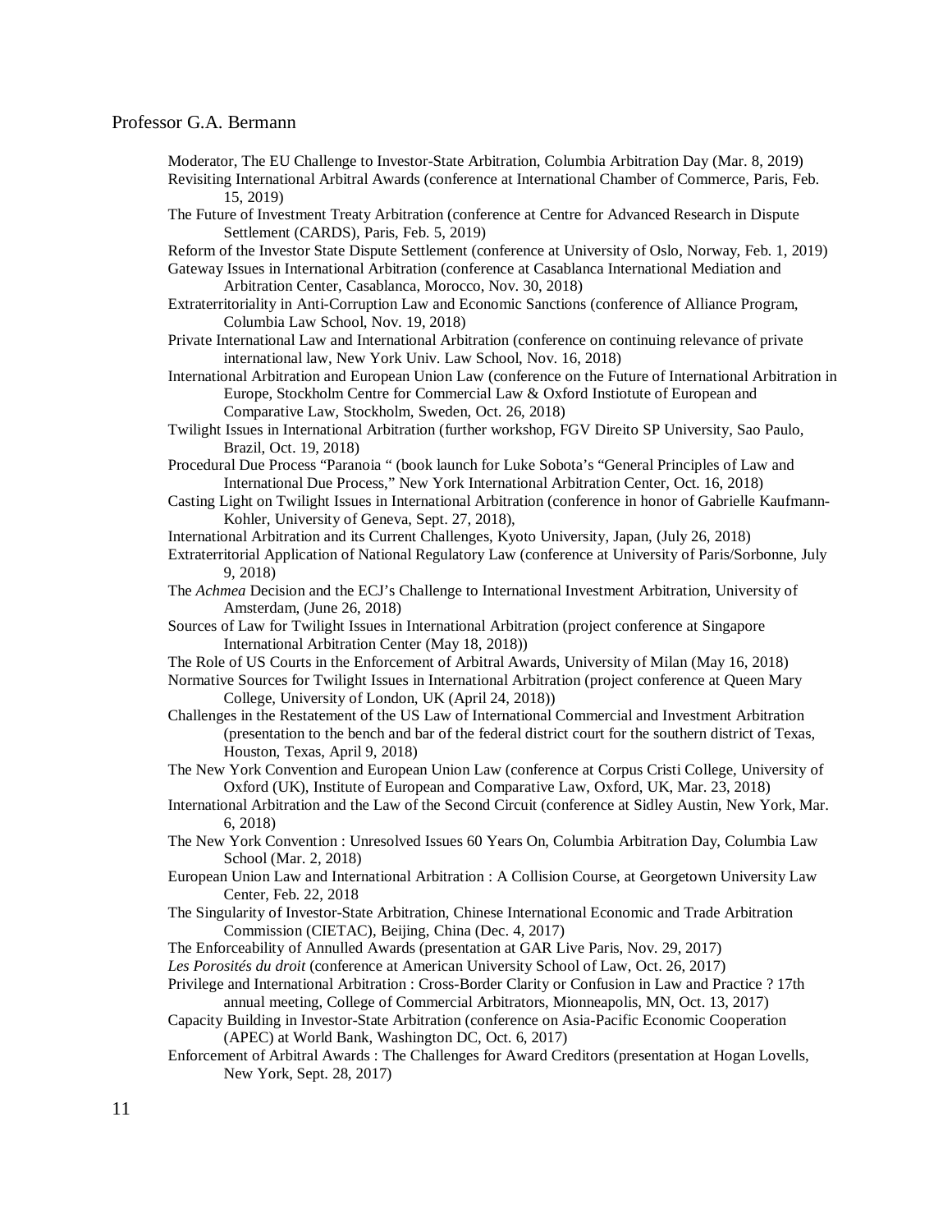Moderator, The EU Challenge to Investor-State Arbitration, Columbia Arbitration Day (Mar. 8, 2019)

Revisiting International Arbitral Awards (conference at International Chamber of Commerce, Paris, Feb. 15, 2019)

The Future of Investment Treaty Arbitration (conference at Centre for Advanced Research in Dispute Settlement (CARDS), Paris, Feb. 5, 2019)

Reform of the Investor State Dispute Settlement (conference at University of Oslo, Norway, Feb. 1, 2019)

Gateway Issues in International Arbitration (conference at Casablanca International Mediation and Arbitration Center, Casablanca, Morocco, Nov. 30, 2018)

Extraterritoriality in Anti-Corruption Law and Economic Sanctions (conference of Alliance Program, Columbia Law School, Nov. 19, 2018)

Private International Law and International Arbitration (conference on continuing relevance of private international law, New York Univ. Law School, Nov. 16, 2018)

International Arbitration and European Union Law (conference on the Future of International Arbitration in Europe, Stockholm Centre for Commercial Law & Oxford Instiotute of European and Comparative Law, Stockholm, Sweden, Oct. 26, 2018)

Twilight Issues in International Arbitration (further workshop, FGV Direito SP University, Sao Paulo, Brazil, Oct. 19, 2018)

Procedural Due Process "Paranoia " (book launch for Luke Sobota's "General Principles of Law and International Due Process," New York International Arbitration Center, Oct. 16, 2018)

Casting Light on Twilight Issues in International Arbitration (conference in honor of Gabrielle Kaufmann-Kohler, University of Geneva, Sept. 27, 2018),

International Arbitration and its Current Challenges, Kyoto University, Japan, (July 26, 2018)

Extraterritorial Application of National Regulatory Law (conference at University of Paris/Sorbonne, July 9, 2018)

The *Achmea* Decision and the ECJ's Challenge to International Investment Arbitration, University of Amsterdam, (June 26, 2018)

Sources of Law for Twilight Issues in International Arbitration (project conference at Singapore International Arbitration Center (May 18, 2018))

The Role of US Courts in the Enforcement of Arbitral Awards, University of Milan (May 16, 2018)

Normative Sources for Twilight Issues in International Arbitration (project conference at Queen Mary College, University of London, UK (April 24, 2018))

Challenges in the Restatement of the US Law of International Commercial and Investment Arbitration (presentation to the bench and bar of the federal district court for the southern district of Texas, Houston, Texas, April 9, 2018)

The New York Convention and European Union Law (conference at Corpus Cristi College, University of Oxford (UK), Institute of European and Comparative Law, Oxford, UK, Mar. 23, 2018)

International Arbitration and the Law of the Second Circuit (conference at Sidley Austin, New York, Mar. 6, 2018)

The New York Convention : Unresolved Issues 60 Years On, Columbia Arbitration Day, Columbia Law School (Mar. 2, 2018)

European Union Law and International Arbitration : A Collision Course, at Georgetown University Law Center, Feb. 22, 2018

The Singularity of Investor-State Arbitration, Chinese International Economic and Trade Arbitration Commission (CIETAC), Beijing, China (Dec. 4, 2017)

The Enforceability of Annulled Awards (presentation at GAR Live Paris, Nov. 29, 2017)

*Les Porosités du droit* (conference at American University School of Law, Oct. 26, 2017)

Privilege and International Arbitration : Cross-Border Clarity or Confusion in Law and Practice ? 17th annual meeting, College of Commercial Arbitrators, Mionneapolis, MN, Oct. 13, 2017)

Capacity Building in Investor-State Arbitration (conference on Asia-Pacific Economic Cooperation (APEC) at World Bank, Washington DC, Oct. 6, 2017)

Enforcement of Arbitral Awards : The Challenges for Award Creditors (presentation at Hogan Lovells, New York, Sept. 28, 2017)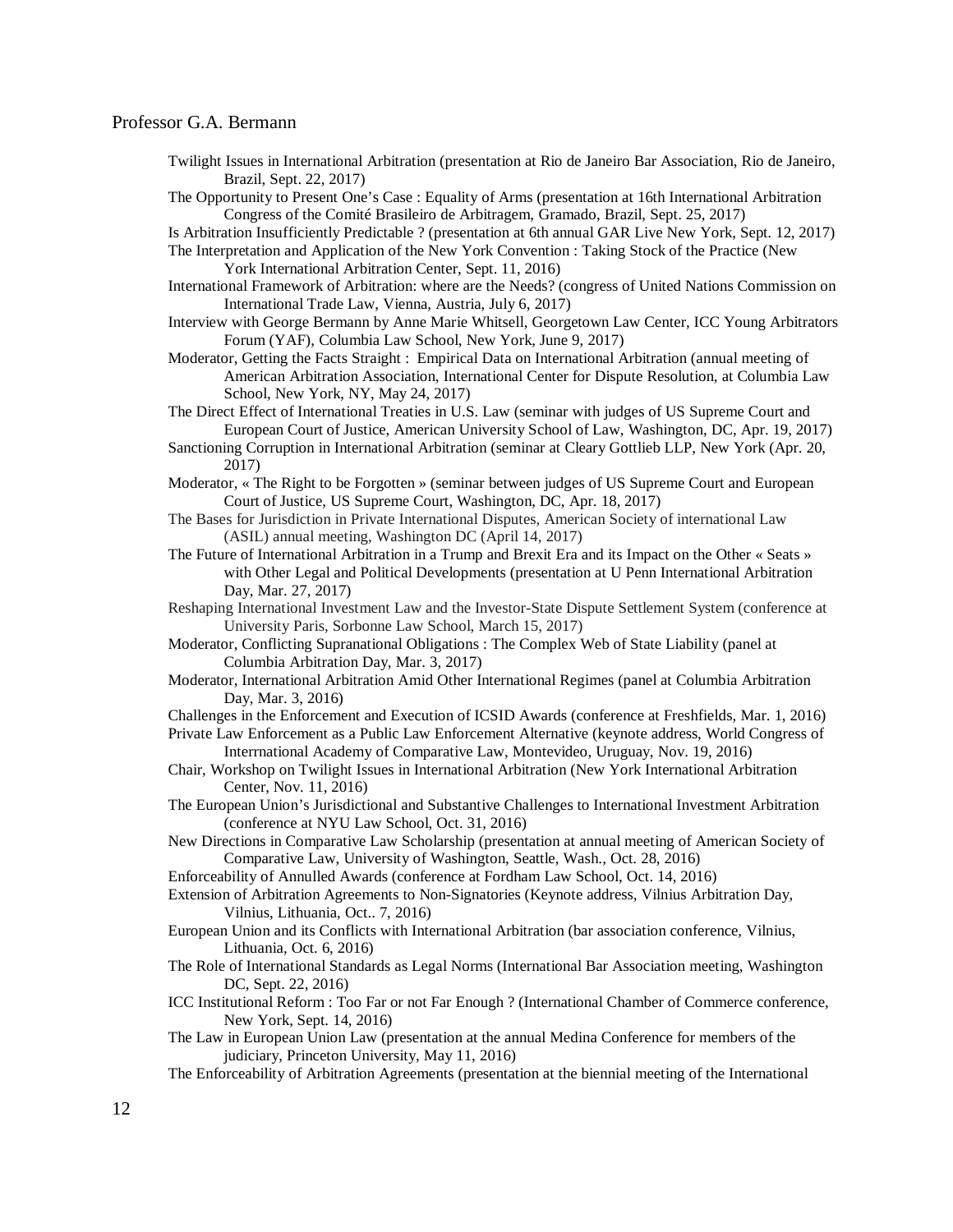Twilight Issues in International Arbitration (presentation at Rio de Janeiro Bar Association, Rio de Janeiro, Brazil, Sept. 22, 2017)

The Opportunity to Present One's Case : Equality of Arms (presentation at 16th International Arbitration Congress of the Comité Brasileiro de Arbitragem, Gramado, Brazil, Sept. 25, 2017)

Is Arbitration Insufficiently Predictable ? (presentation at 6th annual GAR Live New York, Sept. 12, 2017)

The Interpretation and Application of the New York Convention : Taking Stock of the Practice (New York International Arbitration Center, Sept. 11, 2016)

International Framework of Arbitration: where are the Needs? (congress of United Nations Commission on International Trade Law, Vienna, Austria, July 6, 2017)

Interview with George Bermann by Anne Marie Whitsell, Georgetown Law Center, ICC Young Arbitrators Forum (YAF), Columbia Law School, New York, June 9, 2017)

Moderator, Getting the Facts Straight : Empirical Data on International Arbitration (annual meeting of American Arbitration Association, International Center for Dispute Resolution, at Columbia Law School, New York, NY, May 24, 2017)

The Direct Effect of International Treaties in U.S. Law (seminar with judges of US Supreme Court and European Court of Justice, American University School of Law, Washington, DC, Apr. 19, 2017)

Sanctioning Corruption in International Arbitration (seminar at Cleary Gottlieb LLP, New York (Apr. 20, 2017)

Moderator, « The Right to be Forgotten » (seminar between judges of US Supreme Court and European Court of Justice, US Supreme Court, Washington, DC, Apr. 18, 2017)

The Bases for Jurisdiction in Private International Disputes, American Society of international Law (ASIL) annual meeting, Washington DC (April 14, 2017)

The Future of International Arbitration in a Trump and Brexit Era and its Impact on the Other « Seats » with Other Legal and Political Developments (presentation at U Penn International Arbitration Day, Mar. 27, 2017)

Reshaping International Investment Law and the Investor-State Dispute Settlement System (conference at University Paris, Sorbonne Law School, March 15, 2017)

Moderator, Conflicting Supranational Obligations : The Complex Web of State Liability (panel at Columbia Arbitration Day, Mar. 3, 2017)

Moderator, International Arbitration Amid Other International Regimes (panel at Columbia Arbitration Day, Mar. 3, 2016)

Challenges in the Enforcement and Execution of ICSID Awards (conference at Freshfields, Mar. 1, 2016)

Private Law Enforcement as a Public Law Enforcement Alternative (keynote address, World Congress of Interrnational Academy of Comparative Law, Montevideo, Uruguay, Nov. 19, 2016)

Chair, Workshop on Twilight Issues in International Arbitration (New York International Arbitration Center, Nov. 11, 2016)

The European Union's Jurisdictional and Substantive Challenges to International Investment Arbitration (conference at NYU Law School, Oct. 31, 2016)

New Directions in Comparative Law Scholarship (presentation at annual meeting of American Society of Comparative Law, University of Washington, Seattle, Wash., Oct. 28, 2016)

Enforceability of Annulled Awards (conference at Fordham Law School, Oct. 14, 2016)

Extension of Arbitration Agreements to Non-Signatories (Keynote address, Vilnius Arbitration Day, Vilnius, Lithuania, Oct.. 7, 2016)

European Union and its Conflicts with International Arbitration (bar association conference, Vilnius, Lithuania, Oct. 6, 2016)

The Role of International Standards as Legal Norms (International Bar Association meeting, Washington DC, Sept. 22, 2016)

ICC Institutional Reform : Too Far or not Far Enough ? (International Chamber of Commerce conference, New York, Sept. 14, 2016)

The Law in European Union Law (presentation at the annual Medina Conference for members of the judiciary, Princeton University, May 11, 2016)

The Enforceability of Arbitration Agreements (presentation at the biennial meeting of the International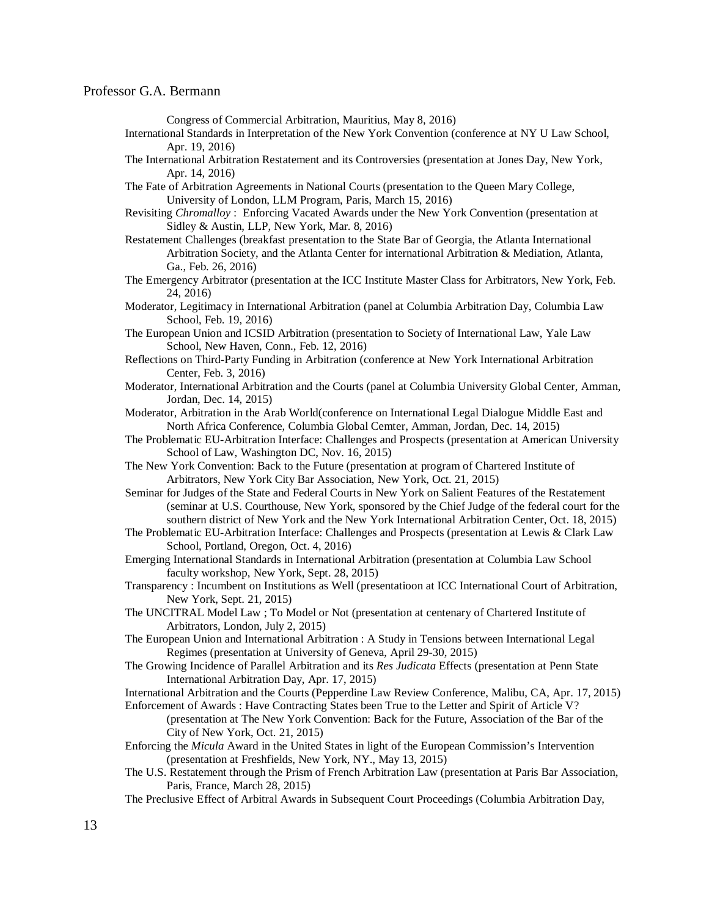Congress of Commercial Arbitration, Mauritius, May 8, 2016)

International Standards in Interpretation of the New York Convention (conference at NY U Law School, Apr. 19, 2016)

The International Arbitration Restatement and its Controversies (presentation at Jones Day, New York, Apr. 14, 2016)

The Fate of Arbitration Agreements in National Courts (presentation to the Queen Mary College, University of London, LLM Program, Paris, March 15, 2016)

Revisiting *Chromalloy* : Enforcing Vacated Awards under the New York Convention (presentation at Sidley & Austin, LLP, New York, Mar. 8, 2016)

Restatement Challenges (breakfast presentation to the State Bar of Georgia, the Atlanta International Arbitration Society, and the Atlanta Center for international Arbitration & Mediation, Atlanta, Ga., Feb. 26, 2016)

The Emergency Arbitrator (presentation at the ICC Institute Master Class for Arbitrators, New York, Feb. 24, 2016)

Moderator, Legitimacy in International Arbitration (panel at Columbia Arbitration Day, Columbia Law School, Feb. 19, 2016)

The European Union and ICSID Arbitration (presentation to Society of International Law, Yale Law School, New Haven, Conn., Feb. 12, 2016)

Reflections on Third-Party Funding in Arbitration (conference at New York International Arbitration Center, Feb. 3, 2016)

Moderator, International Arbitration and the Courts (panel at Columbia University Global Center, Amman, Jordan, Dec. 14, 2015)

Moderator, Arbitration in the Arab World(conference on International Legal Dialogue Middle East and North Africa Conference, Columbia Global Cemter, Amman, Jordan, Dec. 14, 2015)

The Problematic EU-Arbitration Interface: Challenges and Prospects (presentation at American University School of Law, Washington DC, Nov. 16, 2015)

The New York Convention: Back to the Future (presentation at program of Chartered Institute of Arbitrators, New York City Bar Association, New York, Oct. 21, 2015)

Seminar for Judges of the State and Federal Courts in New York on Salient Features of the Restatement (seminar at U.S. Courthouse, New York, sponsored by the Chief Judge of the federal court for the southern district of New York and the New York International Arbitration Center, Oct. 18, 2015)

The Problematic EU-Arbitration Interface: Challenges and Prospects (presentation at Lewis & Clark Law School, Portland, Oregon, Oct. 4, 2016)

Emerging International Standards in International Arbitration (presentation at Columbia Law School faculty workshop, New York, Sept. 28, 2015)

Transparency : Incumbent on Institutions as Well (presentatioon at ICC International Court of Arbitration, New York, Sept. 21, 2015)

The UNCITRAL Model Law ; To Model or Not (presentation at centenary of Chartered Institute of Arbitrators, London, July 2, 2015)

The European Union and International Arbitration : A Study in Tensions between International Legal Regimes (presentation at University of Geneva, April 29-30, 2015)

The Growing Incidence of Parallel Arbitration and its *Res Judicata* Effects (presentation at Penn State International Arbitration Day, Apr. 17, 2015)

International Arbitration and the Courts (Pepperdine Law Review Conference, Malibu, CA, Apr. 17, 2015)

Enforcement of Awards : Have Contracting States been True to the Letter and Spirit of Article V? (presentation at The New York Convention: Back for the Future, Association of the Bar of the City of New York, Oct. 21, 2015)

Enforcing the *Micula* Award in the United States in light of the European Commission's Intervention (presentation at Freshfields, New York, NY., May 13, 2015)

The U.S. Restatement through the Prism of French Arbitration Law (presentation at Paris Bar Association, Paris, France, March 28, 2015)

The Preclusive Effect of Arbitral Awards in Subsequent Court Proceedings (Columbia Arbitration Day,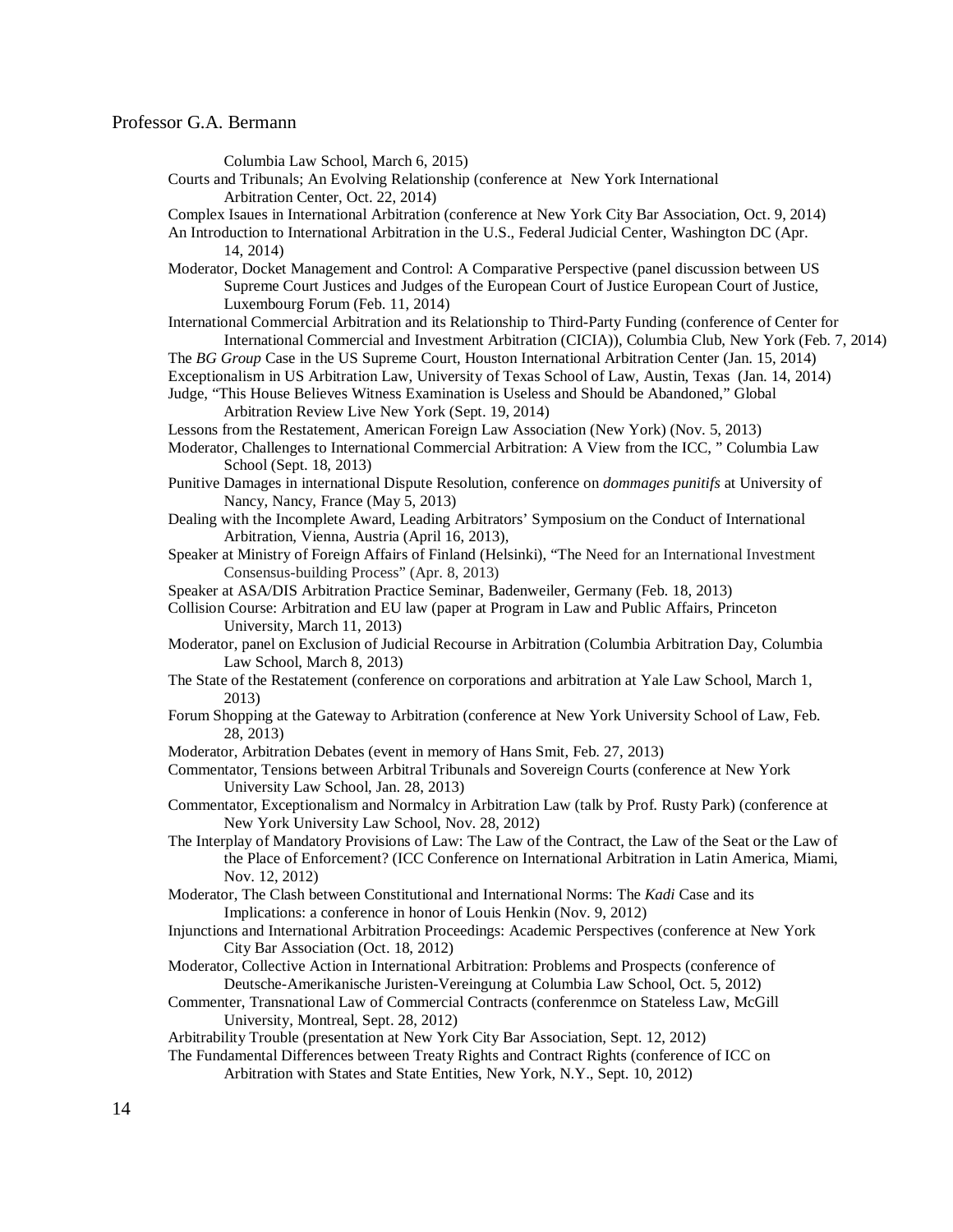Columbia Law School, March 6, 2015)

Courts and Tribunals; An Evolving Relationship (conference at New York International Arbitration Center, Oct. 22, 2014)

Complex Isaues in International Arbitration (conference at New York City Bar Association, Oct. 9, 2014)

An Introduction to International Arbitration in the U.S., Federal Judicial Center, Washington DC (Apr. 14, 2014)

Moderator, Docket Management and Control: A Comparative Perspective (panel discussion between US Supreme Court Justices and Judges of the European Court of Justice European Court of Justice, Luxembourg Forum (Feb. 11, 2014)

International Commercial Arbitration and its Relationship to Third-Party Funding (conference of Center for International Commercial and Investment Arbitration (CICIA)), Columbia Club, New York (Feb. 7, 2014)

The *BG Group* Case in the US Supreme Court, Houston International Arbitration Center (Jan. 15, 2014)

Exceptionalism in US Arbitration Law, University of Texas School of Law, Austin, Texas (Jan. 14, 2014)

Judge, "This House Believes Witness Examination is Useless and Should be Abandoned," Global Arbitration Review Live New York (Sept. 19, 2014)

Lessons from the Restatement, American Foreign Law Association (New York) (Nov. 5, 2013)

Moderator, Challenges to International Commercial Arbitration: A View from the ICC, " Columbia Law School (Sept. 18, 2013)

Punitive Damages in international Dispute Resolution, conference on *dommages punitifs* at University of Nancy, Nancy, France (May 5, 2013)

Dealing with the Incomplete Award, Leading Arbitrators' Symposium on the Conduct of International Arbitration, Vienna, Austria (April 16, 2013),

Speaker at Ministry of Foreign Affairs of Finland (Helsinki), "The Need for an International Investment Consensus-building Process" (Apr. 8, 2013)

Speaker at ASA/DIS Arbitration Practice Seminar, Badenweiler, Germany (Feb. 18, 2013)

Collision Course: Arbitration and EU law (paper at Program in Law and Public Affairs, Princeton University, March 11, 2013)

Moderator, panel on Exclusion of Judicial Recourse in Arbitration (Columbia Arbitration Day, Columbia Law School, March 8, 2013)

The State of the Restatement (conference on corporations and arbitration at Yale Law School, March 1, 2013)

Forum Shopping at the Gateway to Arbitration (conference at New York University School of Law, Feb. 28, 2013)

Moderator, Arbitration Debates (event in memory of Hans Smit, Feb. 27, 2013)

Commentator, Tensions between Arbitral Tribunals and Sovereign Courts (conference at New York University Law School, Jan. 28, 2013)

Commentator, Exceptionalism and Normalcy in Arbitration Law (talk by Prof. Rusty Park) (conference at New York University Law School, Nov. 28, 2012)

The Interplay of Mandatory Provisions of Law: The Law of the Contract, the Law of the Seat or the Law of the Place of Enforcement? (ICC Conference on International Arbitration in Latin America, Miami, Nov. 12, 2012)

Moderator, The Clash between Constitutional and International Norms: The *Kadi* Case and its Implications: a conference in honor of Louis Henkin (Nov. 9, 2012)

Injunctions and International Arbitration Proceedings: Academic Perspectives (conference at New York City Bar Association (Oct. 18, 2012)

Moderator, Collective Action in International Arbitration: Problems and Prospects (conference of Deutsche-Amerikanische Juristen-Vereingung at Columbia Law School, Oct. 5, 2012)

Commenter, Transnational Law of Commercial Contracts (conferenmce on Stateless Law, McGill University, Montreal, Sept. 28, 2012)

Arbitrability Trouble (presentation at New York City Bar Association, Sept. 12, 2012)

The Fundamental Differences between Treaty Rights and Contract Rights (conference of ICC on Arbitration with States and State Entities, New York, N.Y., Sept. 10, 2012)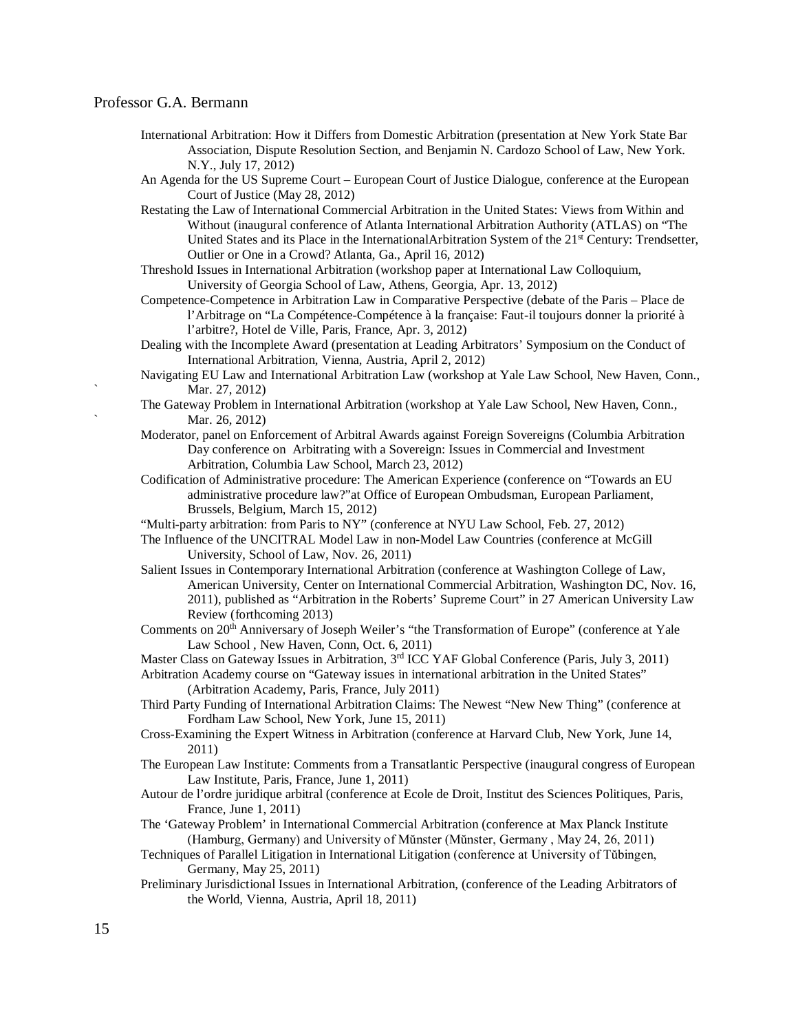International Arbitration: How it Differs from Domestic Arbitration (presentation at New York State Bar Association, Dispute Resolution Section, and Benjamin N. Cardozo School of Law, New York. N.Y., July 17, 2012)

An Agenda for the US Supreme Court – European Court of Justice Dialogue, conference at the European Court of Justice (May 28, 2012)

Restating the Law of International Commercial Arbitration in the United States: Views from Within and Without (inaugural conference of Atlanta International Arbitration Authority (ATLAS) on "The United States and its Place in the InternationalArbitration System of the 21st Century: Trendsetter, Outlier or One in a Crowd? Atlanta, Ga., April 16, 2012)

Threshold Issues in International Arbitration (workshop paper at International Law Colloquium, University of Georgia School of Law, Athens, Georgia, Apr. 13, 2012)

Competence-Competence in Arbitration Law in Comparative Perspective (debate of the Paris – Place de l'Arbitrage on "La Compétence-Compétence à la française: Faut-il toujours donner la priorité à l'arbitre?, Hotel de Ville, Paris, France, Apr. 3, 2012)

Dealing with the Incomplete Award (presentation at Leading Arbitrators' Symposium on the Conduct of International Arbitration, Vienna, Austria, April 2, 2012)

Navigating EU Law and International Arbitration Law (workshop at Yale Law School, New Haven, Conn., Mar. 27, 2012)

The Gateway Problem in International Arbitration (workshop at Yale Law School, New Haven, Conn., Mar. 26, 2012)

Moderator, panel on Enforcement of Arbitral Awards against Foreign Sovereigns (Columbia Arbitration Day conference on Arbitrating with a Sovereign: Issues in Commercial and Investment Arbitration, Columbia Law School, March 23, 2012)

Codification of Administrative procedure: The American Experience (conference on "Towards an EU administrative procedure law?"at Office of European Ombudsman, European Parliament, Brussels, Belgium, March 15, 2012)

"Multi-party arbitration: from Paris to NY" (conference at NYU Law School, Feb. 27, 2012)

The Influence of the UNCITRAL Model Law in non-Model Law Countries (conference at McGill University, School of Law, Nov. 26, 2011)

Salient Issues in Contemporary International Arbitration (conference at Washington College of Law, American University, Center on International Commercial Arbitration, Washington DC, Nov. 16, 2011), published as "Arbitration in the Roberts' Supreme Court" in 27 American University Law Review (forthcoming 2013)

Comments on 20th Anniversary of Joseph Weiler's "the Transformation of Europe" (conference at Yale Law School , New Haven, Conn, Oct. 6, 2011)

Master Class on Gateway Issues in Arbitration, 3rd ICC YAF Global Conference (Paris, July 3, 2011)

Arbitration Academy course on "Gateway issues in international arbitration in the United States" (Arbitration Academy, Paris, France, July 2011)

Third Party Funding of International Arbitration Claims: The Newest "New New Thing" (conference at Fordham Law School, New York, June 15, 2011)

Cross-Examining the Expert Witness in Arbitration (conference at Harvard Club, New York, June 14, 2011)

The European Law Institute: Comments from a Transatlantic Perspective (inaugural congress of European Law Institute, Paris, France, June 1, 2011)

Autour de l'ordre juridique arbitral (conference at Ecole de Droit, Institut des Sciences Politiques, Paris, France, June 1, 2011)

The 'Gateway Problem' in International Commercial Arbitration (conference at Max Planck Institute (Hamburg, Germany) and University of Mŭnster (Mŭnster, Germany , May 24, 26, 2011)

Techniques of Parallel Litigation in International Litigation (conference at University of Tŭbingen, Germany, May 25, 2011)

Preliminary Jurisdictional Issues in International Arbitration, (conference of the Leading Arbitrators of the World, Vienna, Austria, April 18, 2011)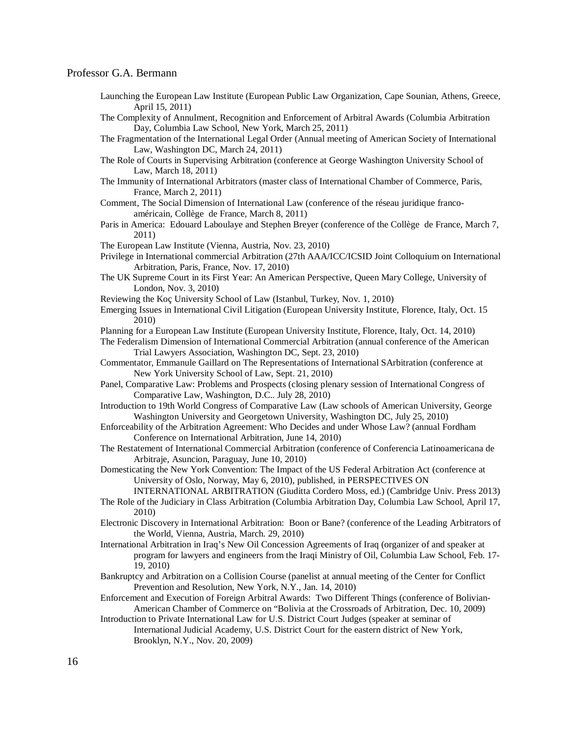Launching the European Law Institute (European Public Law Organization, Cape Sounian, Athens, Greece, April 15, 2011)

The Complexity of Annulment, Recognition and Enforcement of Arbitral Awards (Columbia Arbitration Day, Columbia Law School, New York, March 25, 2011)

The Fragmentation of the International Legal Order (Annual meeting of American Society of International Law, Washington DC, March 24, 2011)

The Role of Courts in Supervising Arbitration (conference at George Washington University School of Law, March 18, 2011)

The Immunity of International Arbitrators (master class of International Chamber of Commerce, Paris, France, March 2, 2011)

Comment, The Social Dimension of International Law (conference of the réseau juridique franco-américain, Collège de France, March 8, 2011)

Paris in America: Edouard Laboulaye and Stephen Breyer (conference of the Collège de France, March 7, 2011)

The European Law Institute (Vienna, Austria, Nov. 23, 2010)

Privilege in International commercial Arbitration (27th AAA/ICC/ICSID Joint Colloquium on International Arbitration, Paris, France, Nov. 17, 2010)

The UK Supreme Court in its First Year: An American Perspective, Queen Mary College, University of London, Nov. 3, 2010)

Reviewing the Koç University School of Law (Istanbul, Turkey, Nov. 1, 2010)

Emerging Issues in International Civil Litigation (European University Institute, Florence, Italy, Oct. 15 2010)

Planning for a European Law Institute (European University Institute, Florence, Italy, Oct. 14, 2010)

The Federalism Dimension of International Commercial Arbitration (annual conference of the American Trial Lawyers Association, Washington DC, Sept. 23, 2010)

Commentator, Emmanule Gaillard on The Representations of International SArbitration (conference at New York University School of Law, Sept. 21, 2010)

Panel, Comparative Law: Problems and Prospects (closing plenary session of International Congress of Comparative Law, Washington, D.C.. July 28, 2010)

Introduction to 19th World Congress of Comparative Law (Law schools of American University, George Washington University and Georgetown University, Washington DC, July 25, 2010)

Enforceability of the Arbitration Agreement: Who Decides and under Whose Law? (annual Fordham Conference on International Arbitration, June 14, 2010)

The Restatement of International Commercial Arbitration (conference of Conferencia Latinoamericana de Arbitraje, Asuncion, Paraguay, June 10, 2010)

Domesticating the New York Convention: The Impact of the US Federal Arbitration Act (conference at University of Oslo, Norway, May 6, 2010), published, in PERSPECTIVES ON INTERNATIONAL ARBITRATION (Giuditta Cordero Moss, ed.) (Cambridge Univ. Press 2013)

The Role of the Judiciary in Class Arbitration (Columbia Arbitration Day, Columbia Law School, April 17, 2010)

Electronic Discovery in International Arbitration: Boon or Bane? (conference of the Leading Arbitrators of the World, Vienna, Austria, March. 29, 2010)

International Arbitration in Iraq's New Oil Concession Agreements of Iraq (organizer of and speaker at program for lawyers and engineers from the Iraqi Ministry of Oil, Columbia Law School, Feb. 17-19, 2010)

Bankruptcy and Arbitration on a Collision Course (panelist at annual meeting of the Center for Conflict Prevention and Resolution, New York, N.Y., Jan. 14, 2010)

Enforcement and Execution of Foreign Arbitral Awards: Two Different Things (conference of Bolivian-American Chamber of Commerce on "Bolivia at the Crossroads of Arbitration, Dec. 10, 2009)

Introduction to Private International Law for U.S. District Court Judges (speaker at seminar of International Judicial Academy, U.S. District Court for the eastern district of New York, Brooklyn, N.Y., Nov. 20, 2009)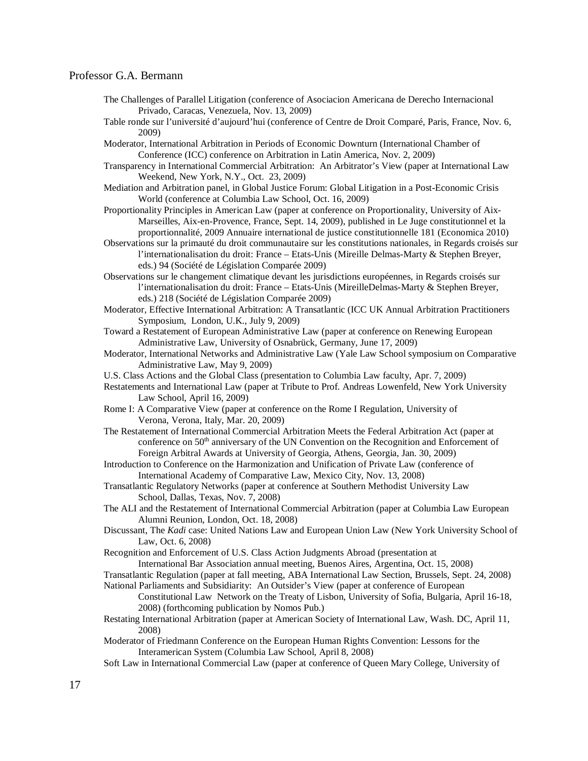The Challenges of Parallel Litigation (conference of Asociacion Americana de Derecho Internacional Privado, Caracas, Venezuela, Nov. 13, 2009)

Table ronde sur l'université d'aujourd'hui (conference of Centre de Droit Comparé, Paris, France, Nov. 6, 2009)

Moderator, International Arbitration in Periods of Economic Downturn (International Chamber of Conference (ICC) conference on Arbitration in Latin America, Nov. 2, 2009)

Transparency in International Commercial Arbitration: An Arbitrator's View (paper at International Law Weekend, New York, N.Y., Oct. 23, 2009)

Mediation and Arbitration panel, in Global Justice Forum: Global Litigation in a Post-Economic Crisis World (conference at Columbia Law School, Oct. 16, 2009)

Proportionality Principles in American Law (paper at conference on Proportionality, University of Aix-Marseilles, Aix-en-Provence, France, Sept. 14, 2009), published in Le Juge constitutionnel et la proportionnalité, 2009 Annuaire international de justice constitutionnelle 181 (Economica 2010)

Observations sur la primauté du droit communautaire sur les constitutions nationales, in Regards croisés sur l'internationalisation du droit: France – Etats-Unis (Mireille Delmas-Marty & Stephen Breyer, eds.) 94 (Société de Législation Comparée 2009)

Observations sur le changement climatique devant les jurisdictions européennes, in Regards croisés sur l'internationalisation du droit: France – Etats-Unis (MireilleDelmas-Marty & Stephen Breyer, eds.) 218 (Société de Législation Comparée 2009)

Moderator, Effective International Arbitration: A Transatlantic (ICC UK Annual Arbitration Practitioners Symposium, London, U.K., July 9, 2009)

Toward a Restatement of European Administrative Law (paper at conference on Renewing European Administrative Law, University of Osnabrück, Germany, June 17, 2009)

Moderator, International Networks and Administrative Law (Yale Law School symposium on Comparative Administrative Law, May 9, 2009)

U.S. Class Actions and the Global Class (presentation to Columbia Law faculty, Apr. 7, 2009)

Restatements and International Law (paper at Tribute to Prof. Andreas Lowenfeld, New York University Law School, April 16, 2009)

Rome I: A Comparative View (paper at conference on the Rome I Regulation, University of Verona, Verona, Italy, Mar. 20, 2009)

The Restatement of International Commercial Arbitration Meets the Federal Arbitration Act (paper at conference on 50th anniversary of the UN Convention on the Recognition and Enforcement of Foreign Arbitral Awards at University of Georgia, Athens, Georgia, Jan. 30, 2009)

Introduction to Conference on the Harmonization and Unification of Private Law (conference of International Academy of Comparative Law, Mexico City, Nov. 13, 2008)

Transatlantic Regulatory Networks (paper at conference at Southern Methodist University Law School, Dallas, Texas, Nov. 7, 2008)

The ALI and the Restatement of International Commercial Arbitration (paper at Columbia Law European Alumni Reunion, London, Oct. 18, 2008)

Discussant, The *Kadi* case: United Nations Law and European Union Law (New York University School of Law, Oct. 6, 2008)

Recognition and Enforcement of U.S. Class Action Judgments Abroad (presentation at International Bar Association annual meeting, Buenos Aires, Argentina, Oct. 15, 2008)

Transatlantic Regulation (paper at fall meeting, ABA International Law Section, Brussels, Sept. 24, 2008)

National Parliaments and Subsidiarity: An Outsider's View (paper at conference of European Constitutional Law Network on the Treaty of Lisbon, University of Sofia, Bulgaria, April 16-18, 2008) (forthcoming publication by Nomos Pub.)

Restating International Arbitration (paper at American Society of International Law, Wash. DC, April 11, 2008)

Moderator of Friedmann Conference on the European Human Rights Convention: Lessons for the Interamerican System (Columbia Law School, April 8, 2008)

Soft Law in International Commercial Law (paper at conference of Queen Mary College, University of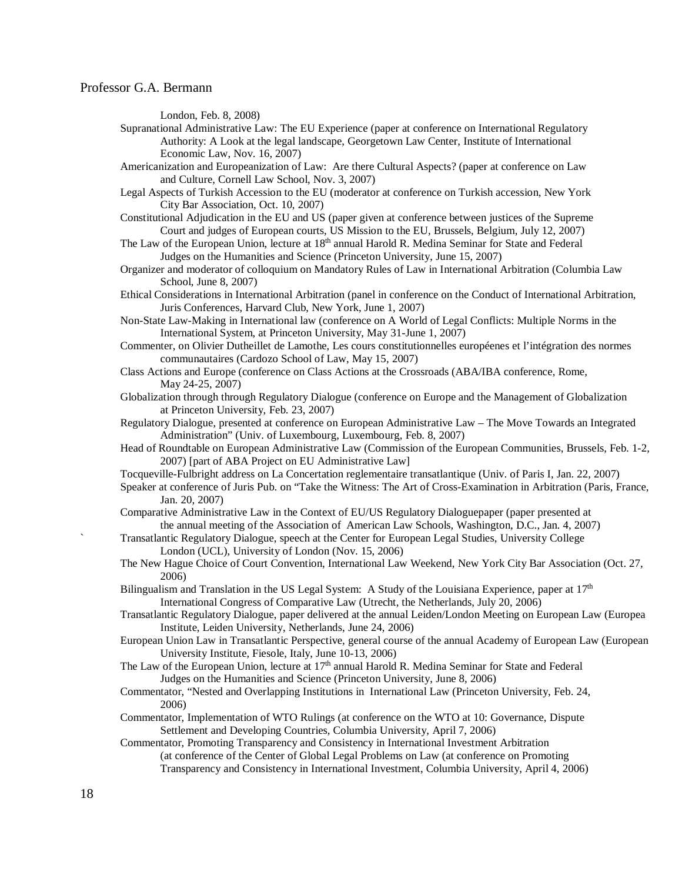London, Feb. 8, 2008)

Supranational Administrative Law: The EU Experience (paper at conference on International Regulatory Authority: A Look at the legal landscape, Georgetown Law Center, Institute of International Economic Law, Nov. 16, 2007)

Americanization and Europeanization of Law: Are there Cultural Aspects? (paper at conference on Law and Culture, Cornell Law School, Nov. 3, 2007)

Legal Aspects of Turkish Accession to the EU (moderator at conference on Turkish accession, New York City Bar Association, Oct. 10, 2007)

Constitutional Adjudication in the EU and US (paper given at conference between justices of the Supreme Court and judges of European courts, US Mission to the EU, Brussels, Belgium, July 12, 2007)

The Law of the European Union, lecture at 18th annual Harold R. Medina Seminar for State and Federal Judges on the Humanities and Science (Princeton University, June 15, 2007)

Organizer and moderator of colloquium on Mandatory Rules of Law in International Arbitration (Columbia Law School, June 8, 2007)

Ethical Considerations in International Arbitration (panel in conference on the Conduct of International Arbitration, Juris Conferences, Harvard Club, New York, June 1, 2007)

Non-State Law-Making in International law (conference on A World of Legal Conflicts: Multiple Norms in the International System, at Princeton University, May 31-June 1, 2007)

Commenter, on Olivier Dutheillet de Lamothe, Les cours constitutionnelles européenes et l'intégration des normes communautaires (Cardozo School of Law, May 15, 2007)

Class Actions and Europe (conference on Class Actions at the Crossroads (ABA/IBA conference, Rome, May 24-25, 2007)

Globalization through through Regulatory Dialogue (conference on Europe and the Management of Globalization at Princeton University, Feb. 23, 2007)

Regulatory Dialogue, presented at conference on European Administrative Law – The Move Towards an Integrated Administration" (Univ. of Luxembourg, Luxembourg, Feb. 8, 2007)

Head of Roundtable on European Administrative Law (Commission of the European Communities, Brussels, Feb. 1-2, 2007) [part of ABA Project on EU Administrative Law]

Tocqueville-Fulbright address on La Concertation reglementaire transatlantique (Univ. of Paris I, Jan. 22, 2007)

Speaker at conference of Juris Pub. on "Take the Witness: The Art of Cross-Examination in Arbitration (Paris, France, Jan. 20, 2007)

Comparative Administrative Law in the Context of EU/US Regulatory Dialoguepaper (paper presented at the annual meeting of the Association of American Law Schools, Washington, D.C., Jan. 4, 2007)

Transatlantic Regulatory Dialogue, speech at the Center for European Legal Studies, University College London (UCL), University of London (Nov. 15, 2006)

The New Hague Choice of Court Convention, International Law Weekend, New York City Bar Association (Oct. 27, 2006)

Bilingualism and Translation in the US Legal System: A Study of the Louisiana Experience, paper at 17th International Congress of Comparative Law (Utrecht, the Netherlands, July 20, 2006)

Transatlantic Regulatory Dialogue, paper delivered at the annual Leiden/London Meeting on European Law (Europea Institute, Leiden University, Netherlands, June 24, 2006)

European Union Law in Transatlantic Perspective, general course of the annual Academy of European Law (European University Institute, Fiesole, Italy, June 10-13, 2006)

The Law of the European Union, lecture at 17th annual Harold R. Medina Seminar for State and Federal Judges on the Humanities and Science (Princeton University, June 8, 2006)

Commentator, "Nested and Overlapping Institutions in International Law (Princeton University, Feb. 24, 2006)

Commentator, Implementation of WTO Rulings (at conference on the WTO at 10: Governance, Dispute Settlement and Developing Countries, Columbia University, April 7, 2006)

Commentator, Promoting Transparency and Consistency in International Investment Arbitration (at conference of the Center of Global Legal Problems on Law (at conference on Promoting Transparency and Consistency in International Investment, Columbia University, April 4, 2006)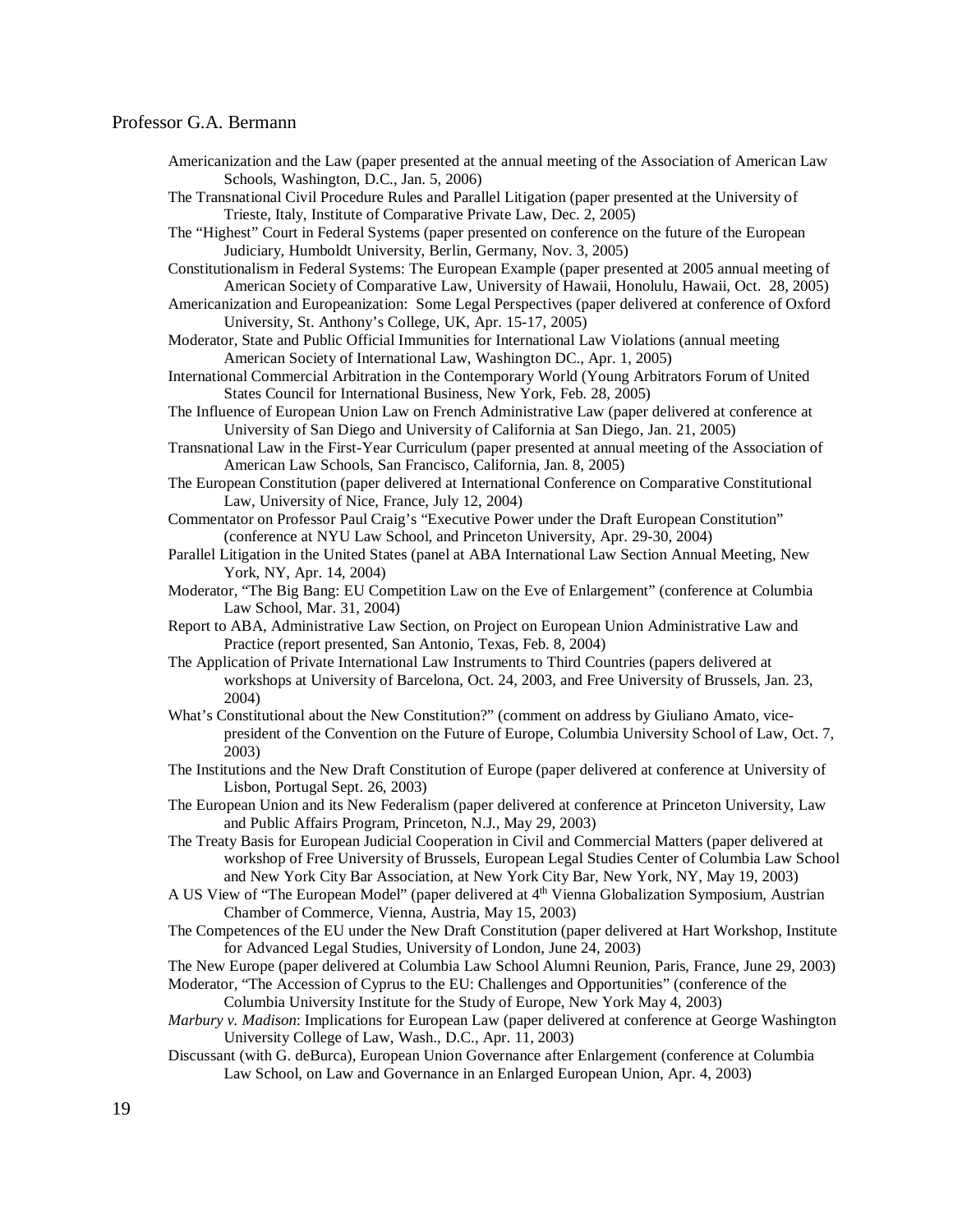Americanization and the Law (paper presented at the annual meeting of the Association of American Law Schools, Washington, D.C., Jan. 5, 2006)

The Transnational Civil Procedure Rules and Parallel Litigation (paper presented at the University of Trieste, Italy, Institute of Comparative Private Law, Dec. 2, 2005)

The "Highest" Court in Federal Systems (paper presented on conference on the future of the European Judiciary, Humboldt University, Berlin, Germany, Nov. 3, 2005)

Constitutionalism in Federal Systems: The European Example (paper presented at 2005 annual meeting of American Society of Comparative Law, University of Hawaii, Honolulu, Hawaii, Oct. 28, 2005)

Americanization and Europeanization: Some Legal Perspectives (paper delivered at conference of Oxford University, St. Anthony's College, UK, Apr. 15-17, 2005)

Moderator, State and Public Official Immunities for International Law Violations (annual meeting American Society of International Law, Washington DC., Apr. 1, 2005)

International Commercial Arbitration in the Contemporary World (Young Arbitrators Forum of United States Council for International Business, New York, Feb. 28, 2005)

The Influence of European Union Law on French Administrative Law (paper delivered at conference at University of San Diego and University of California at San Diego, Jan. 21, 2005)

Transnational Law in the First-Year Curriculum (paper presented at annual meeting of the Association of American Law Schools, San Francisco, California, Jan. 8, 2005)

The European Constitution (paper delivered at International Conference on Comparative Constitutional Law, University of Nice, France, July 12, 2004)

Commentator on Professor Paul Craig's "Executive Power under the Draft European Constitution" (conference at NYU Law School, and Princeton University, Apr. 29-30, 2004)

Parallel Litigation in the United States (panel at ABA International Law Section Annual Meeting, New York, NY, Apr. 14, 2004)

Moderator, "The Big Bang: EU Competition Law on the Eve of Enlargement" (conference at Columbia Law School, Mar. 31, 2004)

Report to ABA, Administrative Law Section, on Project on European Union Administrative Law and Practice (report presented, San Antonio, Texas, Feb. 8, 2004)

The Application of Private International Law Instruments to Third Countries (papers delivered at workshops at University of Barcelona, Oct. 24, 2003, and Free University of Brussels, Jan. 23, 2004)

What's Constitutional about the New Constitution?" (comment on address by Giuliano Amato, vice-president of the Convention on the Future of Europe, Columbia University School of Law, Oct. 7, 2003)

The Institutions and the New Draft Constitution of Europe (paper delivered at conference at University of Lisbon, Portugal Sept. 26, 2003)

The European Union and its New Federalism (paper delivered at conference at Princeton University, Law and Public Affairs Program, Princeton, N.J., May 29, 2003)

The Treaty Basis for European Judicial Cooperation in Civil and Commercial Matters (paper delivered at workshop of Free University of Brussels, European Legal Studies Center of Columbia Law School and New York City Bar Association, at New York City Bar, New York, NY, May 19, 2003)

A US View of "The European Model" (paper delivered at 4th Vienna Globalization Symposium, Austrian Chamber of Commerce, Vienna, Austria, May 15, 2003)

The Competences of the EU under the New Draft Constitution (paper delivered at Hart Workshop, Institute for Advanced Legal Studies, University of London, June 24, 2003)

The New Europe (paper delivered at Columbia Law School Alumni Reunion, Paris, France, June 29, 2003)

Moderator, "The Accession of Cyprus to the EU: Challenges and Opportunities" (conference of the Columbia University Institute for the Study of Europe, New York May 4, 2003)

*Marbury v. Madison*: Implications for European Law (paper delivered at conference at George Washington University College of Law, Wash., D.C., Apr. 11, 2003)

Discussant (with G. deBurca), European Union Governance after Enlargement (conference at Columbia Law School, on Law and Governance in an Enlarged European Union, Apr. 4, 2003)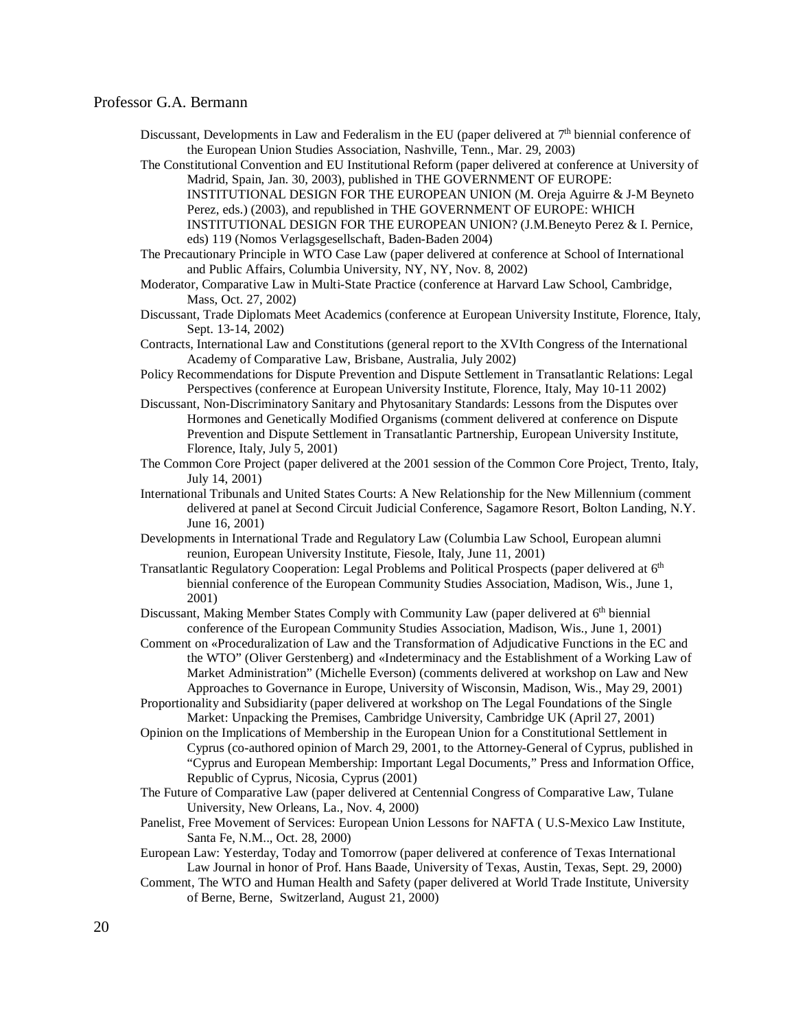Discussant, Developments in Law and Federalism in the EU (paper delivered at 7th biennial conference of the European Union Studies Association, Nashville, Tenn., Mar. 29, 2003)

The Constitutional Convention and EU Institutional Reform (paper delivered at conference at University of Madrid, Spain, Jan. 30, 2003), published in THE GOVERNMENT OF EUROPE: INSTITUTIONAL DESIGN FOR THE EUROPEAN UNION (M. Oreja Aguirre & J-M Beyneto Perez, eds.) (2003), and republished in THE GOVERNMENT OF EUROPE: WHICH INSTITUTIONAL DESIGN FOR THE EUROPEAN UNION? (J.M.Beneyto Perez & I. Pernice, eds) 119 (Nomos Verlagsgesellschaft, Baden-Baden 2004)

The Precautionary Principle in WTO Case Law (paper delivered at conference at School of International and Public Affairs, Columbia University, NY, NY, Nov. 8, 2002)

Moderator, Comparative Law in Multi-State Practice (conference at Harvard Law School, Cambridge, Mass, Oct. 27, 2002)

Discussant, Trade Diplomats Meet Academics (conference at European University Institute, Florence, Italy, Sept. 13-14, 2002)

Contracts, International Law and Constitutions (general report to the XVIth Congress of the International Academy of Comparative Law, Brisbane, Australia, July 2002)

Policy Recommendations for Dispute Prevention and Dispute Settlement in Transatlantic Relations: Legal Perspectives (conference at European University Institute, Florence, Italy, May 10-11 2002)

Discussant, Non-Discriminatory Sanitary and Phytosanitary Standards: Lessons from the Disputes over Hormones and Genetically Modified Organisms (comment delivered at conference on Dispute Prevention and Dispute Settlement in Transatlantic Partnership, European University Institute, Florence, Italy, July 5, 2001)

The Common Core Project (paper delivered at the 2001 session of the Common Core Project, Trento, Italy, July 14, 2001)

International Tribunals and United States Courts: A New Relationship for the New Millennium (comment delivered at panel at Second Circuit Judicial Conference, Sagamore Resort, Bolton Landing, N.Y. June 16, 2001)

Developments in International Trade and Regulatory Law (Columbia Law School, European alumni reunion, European University Institute, Fiesole, Italy, June 11, 2001)

Transatlantic Regulatory Cooperation: Legal Problems and Political Prospects (paper delivered at 6th biennial conference of the European Community Studies Association, Madison, Wis., June 1, 2001)

Discussant, Making Member States Comply with Community Law (paper delivered at 6th biennial conference of the European Community Studies Association, Madison, Wis., June 1, 2001)

Comment on «Proceduralization of Law and the Transformation of Adjudicative Functions in the EC and the WTO" (Oliver Gerstenberg) and «Indeterminacy and the Establishment of a Working Law of Market Administration" (Michelle Everson) (comments delivered at workshop on Law and New Approaches to Governance in Europe, University of Wisconsin, Madison, Wis., May 29, 2001)

Proportionality and Subsidiarity (paper delivered at workshop on The Legal Foundations of the Single Market: Unpacking the Premises, Cambridge University, Cambridge UK (April 27, 2001)

Opinion on the Implications of Membership in the European Union for a Constitutional Settlement in Cyprus (co-authored opinion of March 29, 2001, to the Attorney-General of Cyprus, published in "Cyprus and European Membership: Important Legal Documents," Press and Information Office, Republic of Cyprus, Nicosia, Cyprus (2001)

The Future of Comparative Law (paper delivered at Centennial Congress of Comparative Law, Tulane University, New Orleans, La., Nov. 4, 2000)

Panelist, Free Movement of Services: European Union Lessons for NAFTA ( U.S-Mexico Law Institute, Santa Fe, N.M.., Oct. 28, 2000)

European Law: Yesterday, Today and Tomorrow (paper delivered at conference of Texas International Law Journal in honor of Prof. Hans Baade, University of Texas, Austin, Texas, Sept. 29, 2000)

Comment, The WTO and Human Health and Safety (paper delivered at World Trade Institute, University of Berne, Berne, Switzerland, August 21, 2000)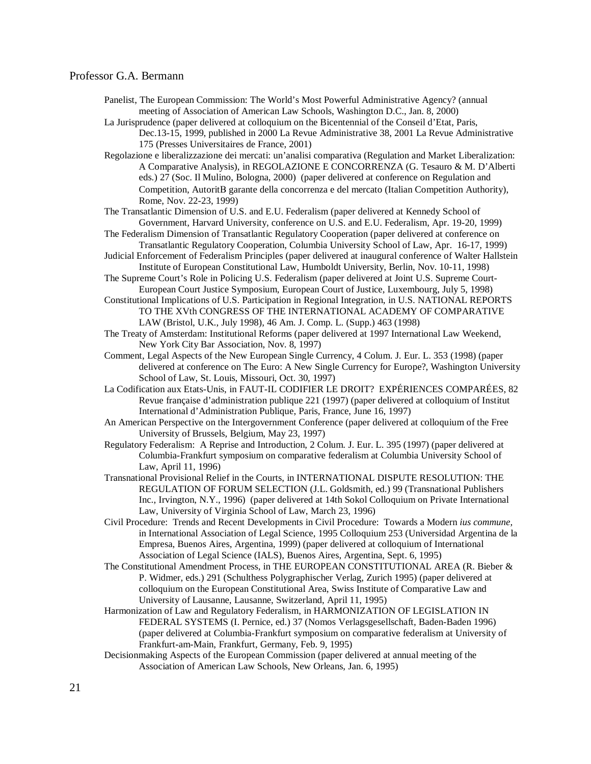Panelist, The European Commission: The World's Most Powerful Administrative Agency? (annual meeting of Association of American Law Schools, Washington D.C., Jan. 8, 2000)

La Jurisprudence (paper delivered at colloquium on the Bicentennial of the Conseil d'Etat, Paris, Dec.13-15, 1999, published in 2000 La Revue Administrative 38, 2001 La Revue Administrative 175 (Presses Universitaires de France, 2001)

Regolazione e liberalizzazione dei mercati: un'analisi comparativa (Regulation and Market Liberalization: A Comparative Analysis), in REGOLAZIONE E CONCORRENZA (G. Tesauro & M. D'Alberti eds.) 27 (Soc. Il Mulino, Bologna, 2000) (paper delivered at conference on Regulation and Competition, AutoritB garante della concorrenza e del mercato (Italian Competition Authority), Rome, Nov. 22-23, 1999)

The Transatlantic Dimension of U.S. and E.U. Federalism (paper delivered at Kennedy School of Government, Harvard University, conference on U.S. and E.U. Federalism, Apr. 19-20, 1999)

The Federalism Dimension of Transatlantic Regulatory Cooperation (paper delivered at conference on Transatlantic Regulatory Cooperation, Columbia University School of Law, Apr. 16-17, 1999)

Judicial Enforcement of Federalism Principles (paper delivered at inaugural conference of Walter Hallstein Institute of European Constitutional Law, Humboldt University, Berlin, Nov. 10-11, 1998)

The Supreme Court's Role in Policing U.S. Federalism (paper delivered at Joint U.S. Supreme Court-European Court Justice Symposium, European Court of Justice, Luxembourg, July 5, 1998)

Constitutional Implications of U.S. Participation in Regional Integration, in U.S. NATIONAL REPORTS TO THE XVth CONGRESS OF THE INTERNATIONAL ACADEMY OF COMPARATIVE LAW (Bristol, U.K., July 1998), 46 Am. J. Comp. L. (Supp.) 463 (1998)

The Treaty of Amsterdam: Institutional Reforms (paper delivered at 1997 International Law Weekend, New York City Bar Association, Nov. 8, 1997)

Comment, Legal Aspects of the New European Single Currency, 4 Colum. J. Eur. L. 353 (1998) (paper delivered at conference on The Euro: A New Single Currency for Europe?, Washington University School of Law, St. Louis, Missouri, Oct. 30, 1997)

La Codification aux Etats-Unis, in FAUT-IL CODIFIER LE DROIT? EXPÉRIENCES COMPARÉES, 82 Revue française d'administration publique 221 (1997) (paper delivered at colloquium of Institut International d'Administration Publique, Paris, France, June 16, 1997)

An American Perspective on the Intergovernment Conference (paper delivered at colloquium of the Free University of Brussels, Belgium, May 23, 1997)

Regulatory Federalism: A Reprise and Introduction, 2 Colum. J. Eur. L. 395 (1997) (paper delivered at Columbia-Frankfurt symposium on comparative federalism at Columbia University School of Law, April 11, 1996)

Transnational Provisional Relief in the Courts, in INTERNATIONAL DISPUTE RESOLUTION: THE REGULATION OF FORUM SELECTION (J.L. Goldsmith, ed.) 99 (Transnational Publishers Inc., Irvington, N.Y., 1996) (paper delivered at 14th Sokol Colloquium on Private International Law, University of Virginia School of Law, March 23, 1996)

Civil Procedure: Trends and Recent Developments in Civil Procedure: Towards a Modern *ius commune*, in International Association of Legal Science, 1995 Colloquium 253 (Universidad Argentina de la Empresa, Buenos Aires, Argentina, 1999) (paper delivered at colloquium of International Association of Legal Science (IALS), Buenos Aires, Argentina, Sept. 6, 1995)

The Constitutional Amendment Process, in THE EUROPEAN CONSTITUTIONAL AREA (R. Bieber & P. Widmer, eds.) 291 (Schulthess Polygraphischer Verlag, Zurich 1995) (paper delivered at colloquium on the European Constitutional Area, Swiss Institute of Comparative Law and University of Lausanne, Lausanne, Switzerland, April 11, 1995)

Harmonization of Law and Regulatory Federalism, in HARMONIZATION OF LEGISLATION IN FEDERAL SYSTEMS (I. Pernice, ed.) 37 (Nomos Verlagsgesellschaft, Baden-Baden 1996) (paper delivered at Columbia-Frankfurt symposium on comparative federalism at University of Frankfurt-am-Main, Frankfurt, Germany, Feb. 9, 1995)

Decisionmaking Aspects of the European Commission (paper delivered at annual meeting of the Association of American Law Schools, New Orleans, Jan. 6, 1995)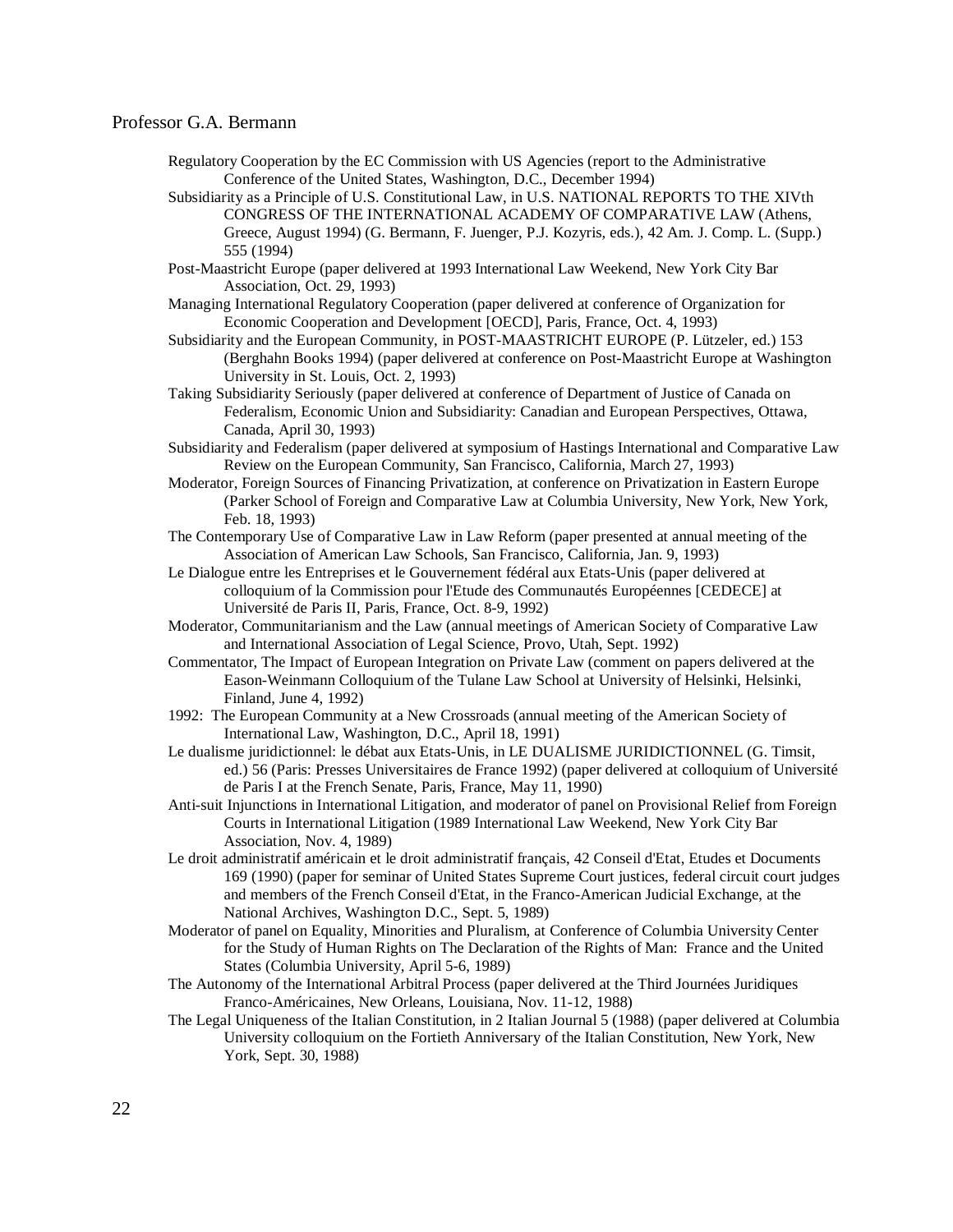Regulatory Cooperation by the EC Commission with US Agencies (report to the Administrative Conference of the United States, Washington, D.C., December 1994)

Subsidiarity as a Principle of U.S. Constitutional Law, in U.S. NATIONAL REPORTS TO THE XIVth CONGRESS OF THE INTERNATIONAL ACADEMY OF COMPARATIVE LAW (Athens, Greece, August 1994) (G. Bermann, F. Juenger, P.J. Kozyris, eds.), 42 Am. J. Comp. L. (Supp.) 555 (1994)

Post-Maastricht Europe (paper delivered at 1993 International Law Weekend, New York City Bar Association, Oct. 29, 1993)

Managing International Regulatory Cooperation (paper delivered at conference of Organization for Economic Cooperation and Development [OECD], Paris, France, Oct. 4, 1993)

Subsidiarity and the European Community, in POST-MAASTRICHT EUROPE (P. Lützeler, ed.) 153 (Berghahn Books 1994) (paper delivered at conference on Post-Maastricht Europe at Washington University in St. Louis, Oct. 2, 1993)

Taking Subsidiarity Seriously (paper delivered at conference of Department of Justice of Canada on Federalism, Economic Union and Subsidiarity: Canadian and European Perspectives, Ottawa, Canada, April 30, 1993)

Subsidiarity and Federalism (paper delivered at symposium of Hastings International and Comparative Law Review on the European Community, San Francisco, California, March 27, 1993)

Moderator, Foreign Sources of Financing Privatization, at conference on Privatization in Eastern Europe (Parker School of Foreign and Comparative Law at Columbia University, New York, New York, Feb. 18, 1993)

The Contemporary Use of Comparative Law in Law Reform (paper presented at annual meeting of the Association of American Law Schools, San Francisco, California, Jan. 9, 1993)

Le Dialogue entre les Entreprises et le Gouvernement fédéral aux Etats-Unis (paper delivered at colloquium of la Commission pour l'Etude des Communautés Européennes [CEDECE] at Université de Paris II, Paris, France, Oct. 8-9, 1992)

Moderator, Communitarianism and the Law (annual meetings of American Society of Comparative Law and International Association of Legal Science, Provo, Utah, Sept. 1992)

Commentator, The Impact of European Integration on Private Law (comment on papers delivered at the Eason-Weinmann Colloquium of the Tulane Law School at University of Helsinki, Helsinki, Finland, June 4, 1992)

1992: The European Community at a New Crossroads (annual meeting of the American Society of International Law, Washington, D.C., April 18, 1991)

Le dualisme juridictionnel: le débat aux Etats-Unis, in LE DUALISME JURIDICTIONNEL (G. Timsit, ed.) 56 (Paris: Presses Universitaires de France 1992) (paper delivered at colloquium of Université de Paris I at the French Senate, Paris, France, May 11, 1990)

Anti-suit Injunctions in International Litigation, and moderator of panel on Provisional Relief from Foreign Courts in International Litigation (1989 International Law Weekend, New York City Bar Association, Nov. 4, 1989)

Le droit administratif américain et le droit administratif français, 42 Conseil d'Etat, Etudes et Documents 169 (1990) (paper for seminar of United States Supreme Court justices, federal circuit court judges and members of the French Conseil d'Etat, in the Franco-American Judicial Exchange, at the National Archives, Washington D.C., Sept. 5, 1989)

Moderator of panel on Equality, Minorities and Pluralism, at Conference of Columbia University Center for the Study of Human Rights on The Declaration of the Rights of Man: France and the United States (Columbia University, April 5-6, 1989)

The Autonomy of the International Arbitral Process (paper delivered at the Third Journées Juridiques Franco-Américaines, New Orleans, Louisiana, Nov. 11-12, 1988)

The Legal Uniqueness of the Italian Constitution, in 2 Italian Journal 5 (1988) (paper delivered at Columbia University colloquium on the Fortieth Anniversary of the Italian Constitution, New York, New York, Sept. 30, 1988)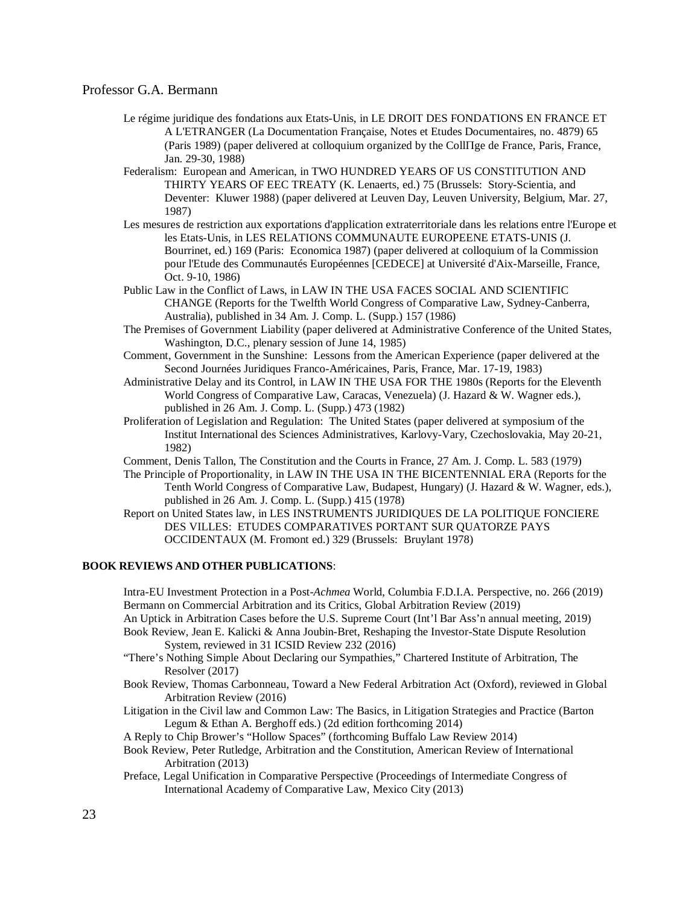Le régime juridique des fondations aux Etats-Unis, in LE DROIT DES FONDATIONS EN FRANCE ET A L'ETRANGER (La Documentation Française, Notes et Etudes Documentaires, no. 4879) 65 (Paris 1989) (paper delivered at colloquium organized by the CollΠge de France, Paris, France, Jan. 29-30, 1988)

Federalism: European and American, in TWO HUNDRED YEARS OF US CONSTITUTION AND THIRTY YEARS OF EEC TREATY (K. Lenaerts, ed.) 75 (Brussels: Story-Scientia, and Deventer: Kluwer 1988) (paper delivered at Leuven Day, Leuven University, Belgium, Mar. 27, 1987)

Les mesures de restriction aux exportations d'application extraterritoriale dans les relations entre l'Europe et les Etats-Unis, in LES RELATIONS COMMUNAUTE EUROPEENE ETATS-UNIS (J. Bourrinet, ed.) 169 (Paris: Economica 1987) (paper delivered at colloquium of la Commission pour l'Etude des Communautés Européennes [CEDECE] at Université d'Aix-Marseille, France, Oct. 9-10, 1986)

Public Law in the Conflict of Laws, in LAW IN THE USA FACES SOCIAL AND SCIENTIFIC CHANGE (Reports for the Twelfth World Congress of Comparative Law, Sydney-Canberra, Australia), published in 34 Am. J. Comp. L. (Supp.) 157 (1986)

The Premises of Government Liability (paper delivered at Administrative Conference of the United States, Washington, D.C., plenary session of June 14, 1985)

Comment, Government in the Sunshine: Lessons from the American Experience (paper delivered at the Second Journées Juridiques Franco-Américaines, Paris, France, Mar. 17-19, 1983)

Administrative Delay and its Control, in LAW IN THE USA FOR THE 1980s (Reports for the Eleventh World Congress of Comparative Law, Caracas, Venezuela) (J. Hazard & W. Wagner eds.), published in 26 Am. J. Comp. L. (Supp.) 473 (1982)

Proliferation of Legislation and Regulation: The United States (paper delivered at symposium of the Institut International des Sciences Administratives, Karlovy-Vary, Czechoslovakia, May 20-21, 1982)

Comment, Denis Tallon, The Constitution and the Courts in France, 27 Am. J. Comp. L. 583 (1979)

The Principle of Proportionality, in LAW IN THE USA IN THE BICENTENNIAL ERA (Reports for the Tenth World Congress of Comparative Law, Budapest, Hungary) (J. Hazard & W. Wagner, eds.), published in 26 Am. J. Comp. L. (Supp.) 415 (1978)

Report on United States law, in LES INSTRUMENTS JURIDIQUES DE LA POLITIQUE FONCIERE DES VILLES: ETUDES COMPARATIVES PORTANT SUR QUATORZE PAYS OCCIDENTAUX (M. Fromont ed.) 329 (Brussels: Bruylant 1978)

**BOOK REVIEWS AND OTHER PUBLICATIONS**:

Intra-EU Investment Protection in a Post-*Achmea* World, Columbia F.D.I.A. Perspective, no. 266 (2019)

Bermann on Commercial Arbitration and its Critics, Global Arbitration Review (2019)

An Uptick in Arbitration Cases before the U.S. Supreme Court (Int'l Bar Ass'n annual meeting, 2019)

Book Review, Jean E. Kalicki & Anna Joubin-Bret, Reshaping the Investor-State Dispute Resolution System, reviewed in 31 ICSID Review 232 (2016)

"There's Nothing Simple About Declaring our Sympathies," Chartered Institute of Arbitration, The Resolver (2017)

Book Review, Thomas Carbonneau, Toward a New Federal Arbitration Act (Oxford), reviewed in Global Arbitration Review (2016)

Litigation in the Civil law and Common Law: The Basics, in Litigation Strategies and Practice (Barton Legum & Ethan A. Berghoff eds.) (2d edition forthcoming 2014)

A Reply to Chip Brower's "Hollow Spaces" (forthcoming Buffalo Law Review 2014)

Book Review, Peter Rutledge, Arbitration and the Constitution, American Review of International Arbitration (2013)

Preface, Legal Unification in Comparative Perspective (Proceedings of Intermediate Congress of International Academy of Comparative Law, Mexico City (2013)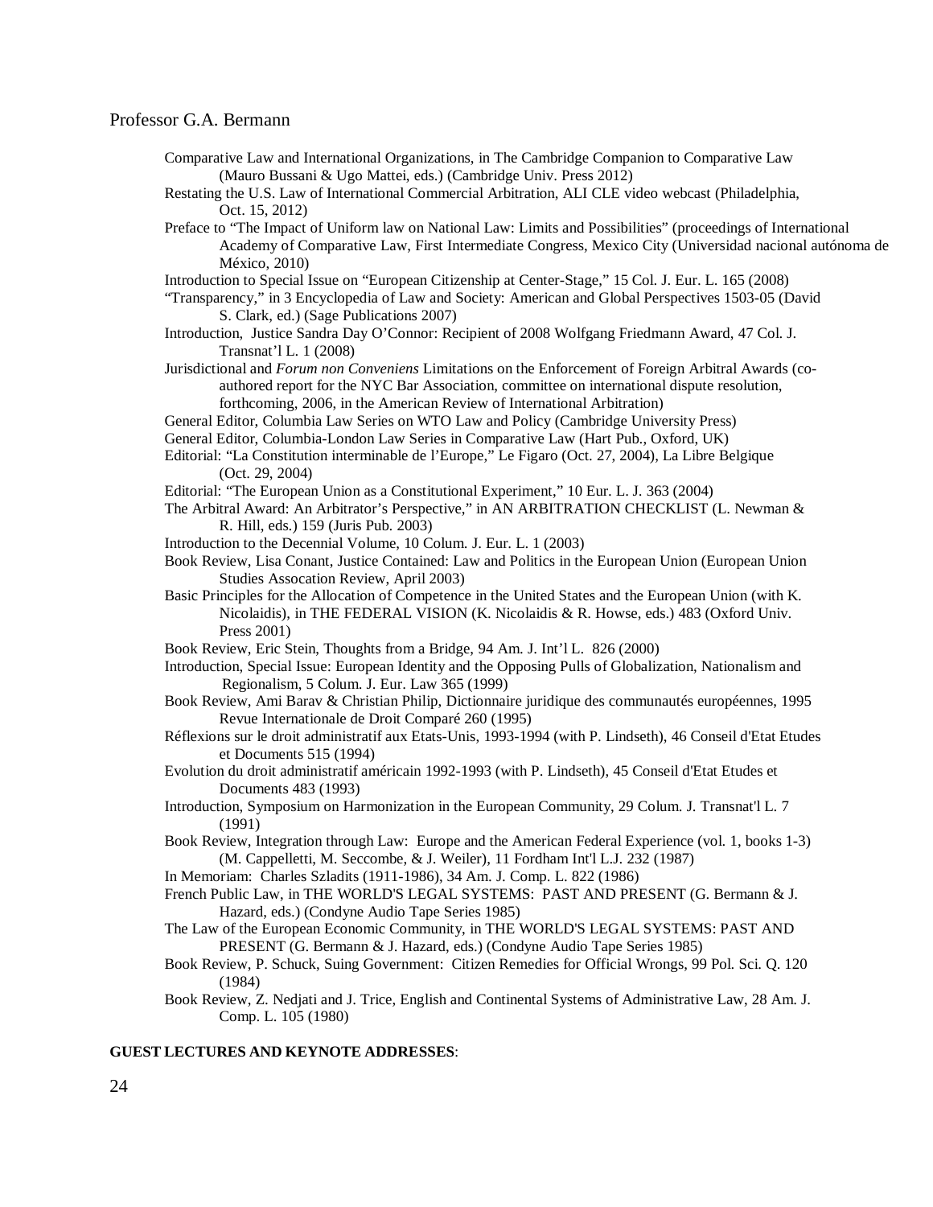Comparative Law and International Organizations, in The Cambridge Companion to Comparative Law (Mauro Bussani & Ugo Mattei, eds.) (Cambridge Univ. Press 2012)

Restating the U.S. Law of International Commercial Arbitration, ALI CLE video webcast (Philadelphia, Oct. 15, 2012)

Preface to "The Impact of Uniform law on National Law: Limits and Possibilities" (proceedings of International Academy of Comparative Law, First Intermediate Congress, Mexico City (Universidad nacional autónoma de México, 2010)

Introduction to Special Issue on "European Citizenship at Center-Stage," 15 Col. J. Eur. L. 165 (2008)

"Transparency," in 3 Encyclopedia of Law and Society: American and Global Perspectives 1503-05 (David S. Clark, ed.) (Sage Publications 2007)

Introduction, Justice Sandra Day O'Connor: Recipient of 2008 Wolfgang Friedmann Award, 47 Col. J. Transnat'l L. 1 (2008)

Jurisdictional and *Forum non Conveniens* Limitations on the Enforcement of Foreign Arbitral Awards (co-authored report for the NYC Bar Association, committee on international dispute resolution, forthcoming, 2006, in the American Review of International Arbitration)

General Editor, Columbia Law Series on WTO Law and Policy (Cambridge University Press)

General Editor, Columbia-London Law Series in Comparative Law (Hart Pub., Oxford, UK)

Editorial: "La Constitution interminable de l'Europe," Le Figaro (Oct. 27, 2004), La Libre Belgique (Oct. 29, 2004)

Editorial: "The European Union as a Constitutional Experiment," 10 Eur. L. J. 363 (2004)

The Arbitral Award: An Arbitrator's Perspective," in AN ARBITRATION CHECKLIST (L. Newman & R. Hill, eds.) 159 (Juris Pub. 2003)

Introduction to the Decennial Volume, 10 Colum. J. Eur. L. 1 (2003)

Book Review, Lisa Conant, Justice Contained: Law and Politics in the European Union (European Union Studies Assocation Review, April 2003)

Basic Principles for the Allocation of Competence in the United States and the European Union (with K. Nicolaidis), in THE FEDERAL VISION (K. Nicolaidis & R. Howse, eds.) 483 (Oxford Univ. Press 2001)

Book Review, Eric Stein, Thoughts from a Bridge, 94 Am. J. Int'l L. 826 (2000)

Introduction, Special Issue: European Identity and the Opposing Pulls of Globalization, Nationalism and Regionalism, 5 Colum. J. Eur. Law 365 (1999)

Book Review, Ami Barav & Christian Philip, Dictionnaire juridique des communautés européennes, 1995 Revue Internationale de Droit Comparé 260 (1995)

Réflexions sur le droit administratif aux Etats-Unis, 1993-1994 (with P. Lindseth), 46 Conseil d'Etat Etudes et Documents 515 (1994)

Evolution du droit administratif américain 1992-1993 (with P. Lindseth), 45 Conseil d'Etat Etudes et Documents 483 (1993)

Introduction, Symposium on Harmonization in the European Community, 29 Colum. J. Transnat'l L. 7 (1991)

Book Review, Integration through Law: Europe and the American Federal Experience (vol. 1, books 1-3) (M. Cappelletti, M. Seccombe, & J. Weiler), 11 Fordham Int'l L.J. 232 (1987)

In Memoriam: Charles Szladits (1911-1986), 34 Am. J. Comp. L. 822 (1986)

French Public Law, in THE WORLD'S LEGAL SYSTEMS: PAST AND PRESENT (G. Bermann & J. Hazard, eds.) (Condyne Audio Tape Series 1985)

The Law of the European Economic Community, in THE WORLD'S LEGAL SYSTEMS: PAST AND PRESENT (G. Bermann & J. Hazard, eds.) (Condyne Audio Tape Series 1985)

Book Review, P. Schuck, Suing Government: Citizen Remedies for Official Wrongs, 99 Pol. Sci. Q. 120 (1984)

Book Review, Z. Nedjati and J. Trice, English and Continental Systems of Administrative Law, 28 Am. J. Comp. L. 105 (1980)

**GUEST LECTURES AND KEYNOTE ADDRESSES**: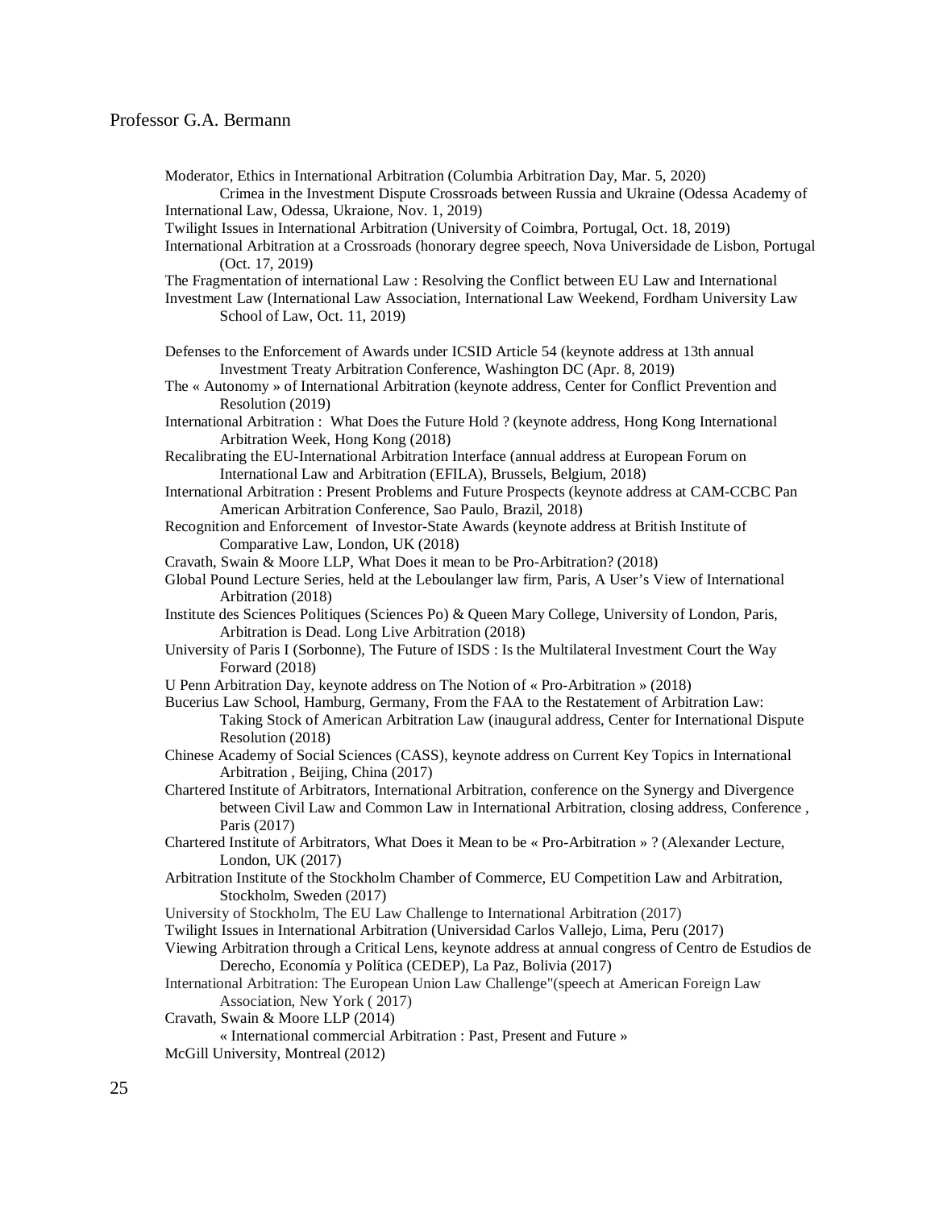Moderator, Ethics in International Arbitration (Columbia Arbitration Day, Mar. 5, 2020)

Crimea in the Investment Dispute Crossroads between Russia and Ukraine (Odessa Academy of International Law, Odessa, Ukraione, Nov. 1, 2019)

Twilight Issues in International Arbitration (University of Coimbra, Portugal, Oct. 18, 2019)

International Arbitration at a Crossroads (honorary degree speech, Nova Universidade de Lisbon, Portugal (Oct. 17, 2019)

The Fragmentation of international Law : Resolving the Conflict between EU Law and International Investment Law (International Law Association, International Law Weekend, Fordham University Law School of Law, Oct. 11, 2019)

Defenses to the Enforcement of Awards under ICSID Article 54 (keynote address at 13th annual Investment Treaty Arbitration Conference, Washington DC (Apr. 8, 2019)

The « Autonomy » of International Arbitration (keynote address, Center for Conflict Prevention and Resolution (2019)

International Arbitration : What Does the Future Hold ? (keynote address, Hong Kong International Arbitration Week, Hong Kong (2018)

Recalibrating the EU-International Arbitration Interface (annual address at European Forum on International Law and Arbitration (EFILA), Brussels, Belgium, 2018)

International Arbitration : Present Problems and Future Prospects (keynote address at CAM-CCBC Pan American Arbitration Conference, Sao Paulo, Brazil, 2018)

Recognition and Enforcement of Investor-State Awards (keynote address at British Institute of Comparative Law, London, UK (2018)

Cravath, Swain & Moore LLP, What Does it mean to be Pro-Arbitration? (2018)

Global Pound Lecture Series, held at the Leboulanger law firm, Paris, A User's View of International Arbitration (2018)

Institute des Sciences Politiques (Sciences Po) & Queen Mary College, University of London, Paris, Arbitration is Dead. Long Live Arbitration (2018)

University of Paris I (Sorbonne), The Future of ISDS : Is the Multilateral Investment Court the Way Forward (2018)

U Penn Arbitration Day, keynote address on The Notion of « Pro-Arbitration » (2018)

Bucerius Law School, Hamburg, Germany, From the FAA to the Restatement of Arbitration Law: Taking Stock of American Arbitration Law (inaugural address, Center for International Dispute Resolution (2018)

Chinese Academy of Social Sciences (CASS), keynote address on Current Key Topics in International Arbitration , Beijing, China (2017)

Chartered Institute of Arbitrators, International Arbitration, conference on the Synergy and Divergence between Civil Law and Common Law in International Arbitration, closing address, Conference , Paris (2017)

Chartered Institute of Arbitrators, What Does it Mean to be « Pro-Arbitration » ? (Alexander Lecture, London, UK (2017)

Arbitration Institute of the Stockholm Chamber of Commerce, EU Competition Law and Arbitration, Stockholm, Sweden (2017)

University of Stockholm, The EU Law Challenge to International Arbitration (2017)

Twilight Issues in International Arbitration (Universidad Carlos Vallejo, Lima, Peru (2017)

Viewing Arbitration through a Critical Lens, keynote address at annual congress of Centro de Estudios de Derecho, Economía y Política (CEDEP), La Paz, Bolivia (2017)

International Arbitration: The European Union Law Challenge"(speech at American Foreign Law Association, New York ( 2017)

Cravath, Swain & Moore LLP (2014)

« International commercial Arbitration : Past, Present and Future »

McGill University, Montreal (2012)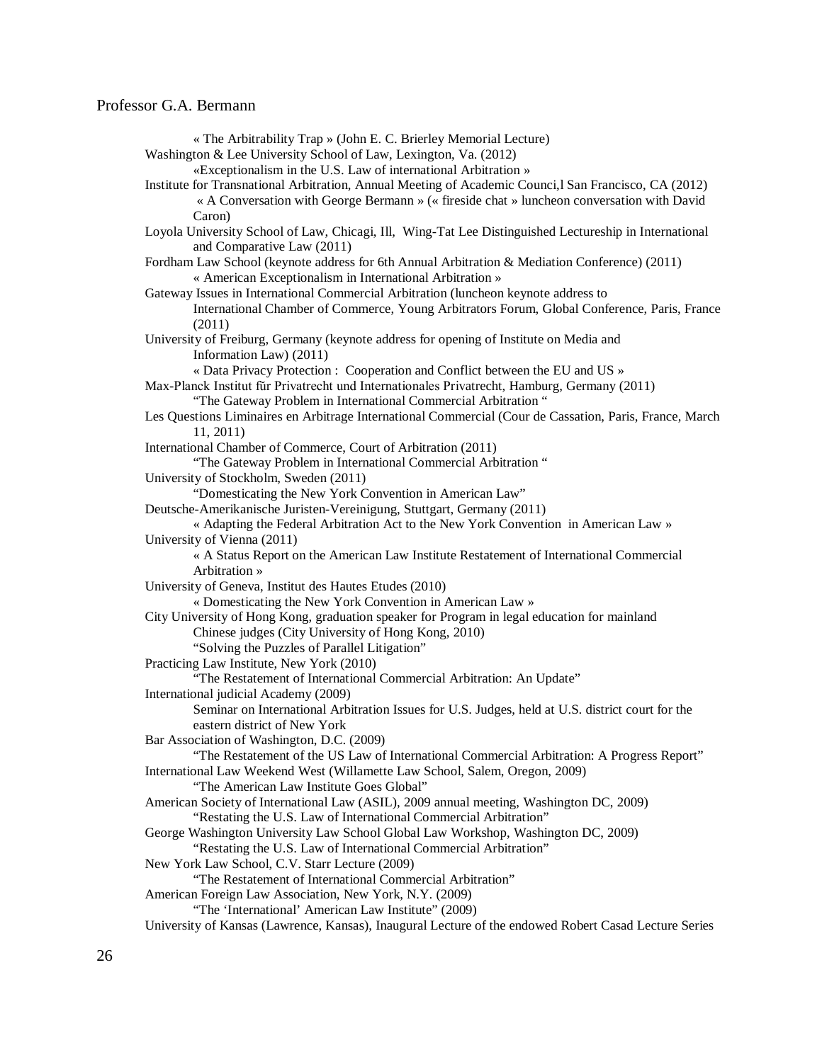« The Arbitrability Trap » (John E. C. Brierley Memorial Lecture)

Washington & Lee University School of Law, Lexington, Va. (2012)
«Exceptionalism in the U.S. Law of international Arbitration »

Institute for Transnational Arbitration, Annual Meeting of Academic Counci,l San Francisco, CA (2012)
« A Conversation with George Bermann » (« fireside chat » luncheon conversation with David Caron)

Loyola University School of Law, Chicagi, Ill, Wing-Tat Lee Distinguished Lectureship in International and Comparative Law (2011)

Fordham Law School (keynote address for 6th Annual Arbitration & Mediation Conference) (2011)
« American Exceptionalism in International Arbitration »

Gateway Issues in International Commercial Arbitration (luncheon keynote address to International Chamber of Commerce, Young Arbitrators Forum, Global Conference, Paris, France (2011)

University of Freiburg, Germany (keynote address for opening of Institute on Media and Information Law) (2011)
« Data Privacy Protection : Cooperation and Conflict between the EU and US »

Max-Planck Institut für Privatrecht und Internationales Privatrecht, Hamburg, Germany (2011)
"The Gateway Problem in International Commercial Arbitration "

Les Questions Liminaires en Arbitrage International Commercial (Cour de Cassation, Paris, France, March 11, 2011)

International Chamber of Commerce, Court of Arbitration (2011)
"The Gateway Problem in International Commercial Arbitration "

University of Stockholm, Sweden (2011)
"Domesticating the New York Convention in American Law"

Deutsche-Amerikanische Juristen-Vereinigung, Stuttgart, Germany (2011)
« Adapting the Federal Arbitration Act to the New York Convention in American Law »

University of Vienna (2011)
« A Status Report on the American Law Institute Restatement of International Commercial Arbitration »

University of Geneva, Institut des Hautes Etudes (2010)
« Domesticating the New York Convention in American Law »

City University of Hong Kong, graduation speaker for Program in legal education for mainland Chinese judges (City University of Hong Kong, 2010)
"Solving the Puzzles of Parallel Litigation"

Practicing Law Institute, New York (2010)
"The Restatement of International Commercial Arbitration: An Update"

International judicial Academy (2009)
Seminar on International Arbitration Issues for U.S. Judges, held at U.S. district court for the eastern district of New York

Bar Association of Washington, D.C. (2009)
"The Restatement of the US Law of International Commercial Arbitration: A Progress Report"

International Law Weekend West (Willamette Law School, Salem, Oregon, 2009)
"The American Law Institute Goes Global"

American Society of International Law (ASIL), 2009 annual meeting, Washington DC, 2009)
"Restating the U.S. Law of International Commercial Arbitration"

George Washington University Law School Global Law Workshop, Washington DC, 2009)
"Restating the U.S. Law of International Commercial Arbitration"

New York Law School, C.V. Starr Lecture (2009)
"The Restatement of International Commercial Arbitration"

American Foreign Law Association, New York, N.Y. (2009)
"The 'International' American Law Institute" (2009)

University of Kansas (Lawrence, Kansas), Inaugural Lecture of the endowed Robert Casad Lecture Series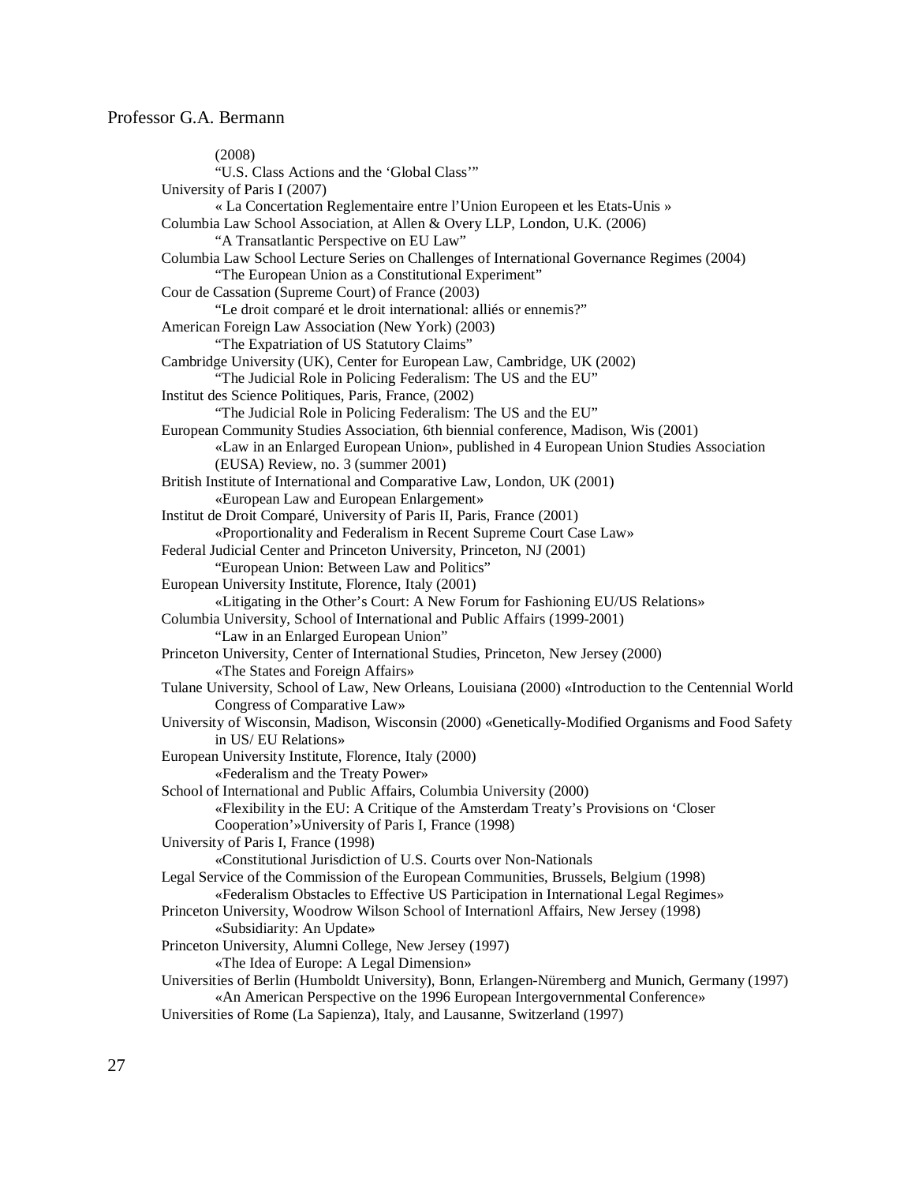(2008)
"U.S. Class Actions and the 'Global Class'"

University of Paris I (2007)
« La Concertation Reglementaire entre l'Union Europeen et les Etats-Unis »

Columbia Law School Association, at Allen & Overy LLP, London, U.K. (2006)
"A Transatlantic Perspective on EU Law"

Columbia Law School Lecture Series on Challenges of International Governance Regimes (2004)
"The European Union as a Constitutional Experiment"

Cour de Cassation (Supreme Court) of France (2003)
"Le droit comparé et le droit international: alliés or ennemis?"

American Foreign Law Association (New York) (2003)
"The Expatriation of US Statutory Claims"

Cambridge University (UK), Center for European Law, Cambridge, UK (2002)
"The Judicial Role in Policing Federalism: The US and the EU"

Institut des Science Politiques, Paris, France, (2002)
"The Judicial Role in Policing Federalism: The US and the EU"

European Community Studies Association, 6th biennial conference, Madison, Wis (2001)
«Law in an Enlarged European Union», published in 4 European Union Studies Association (EUSA) Review, no. 3 (summer 2001)

British Institute of International and Comparative Law, London, UK (2001)
«European Law and European Enlargement»

Institut de Droit Comparé, University of Paris II, Paris, France (2001)
«Proportionality and Federalism in Recent Supreme Court Case Law»

Federal Judicial Center and Princeton University, Princeton, NJ (2001)
"European Union: Between Law and Politics"

European University Institute, Florence, Italy (2001)
«Litigating in the Other's Court: A New Forum for Fashioning EU/US Relations»

Columbia University, School of International and Public Affairs (1999-2001)
"Law in an Enlarged European Union"

Princeton University, Center of International Studies, Princeton, New Jersey (2000)
«The States and Foreign Affairs»

Tulane University, School of Law, New Orleans, Louisiana (2000) «Introduction to the Centennial World Congress of Comparative Law»

University of Wisconsin, Madison, Wisconsin (2000) «Genetically-Modified Organisms and Food Safety in US/ EU Relations»

European University Institute, Florence, Italy (2000)
«Federalism and the Treaty Power»

School of International and Public Affairs, Columbia University (2000)
«Flexibility in the EU: A Critique of the Amsterdam Treaty's Provisions on 'Closer Cooperation'»University of Paris I, France (1998)

University of Paris I, France (1998)
«Constitutional Jurisdiction of U.S. Courts over Non-Nationals

Legal Service of the Commission of the European Communities, Brussels, Belgium (1998)
«Federalism Obstacles to Effective US Participation in International Legal Regimes»

Princeton University, Woodrow Wilson School of Internationl Affairs, New Jersey (1998)
«Subsidiarity: An Update»

Princeton University, Alumni College, New Jersey (1997)
«The Idea of Europe: A Legal Dimension»

Universities of Berlin (Humboldt University), Bonn, Erlangen-Nüremberg and Munich, Germany (1997)
«An American Perspective on the 1996 European Intergovernmental Conference»

Universities of Rome (La Sapienza), Italy, and Lausanne, Switzerland (1997)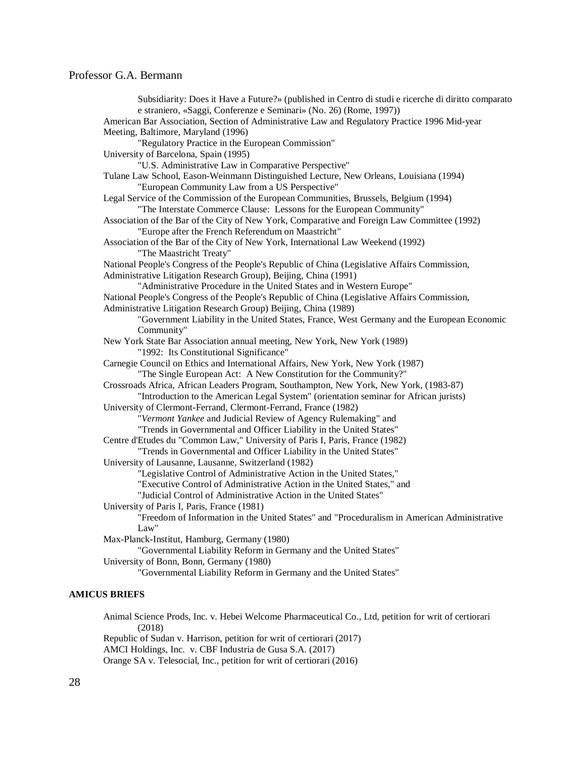Subsidiarity: Does it Have a Future?» (published in Centro di studi e ricerche di diritto comparato e straniero, «Saggi, Conferenze e Seminari» (No. 26) (Rome, 1997))

American Bar Association, Section of Administrative Law and Regulatory Practice 1996 Mid-year Meeting, Baltimore, Maryland (1996)
"Regulatory Practice in the European Commission"

University of Barcelona, Spain (1995)
"U.S. Administrative Law in Comparative Perspective"

Tulane Law School, Eason-Weinmann Distinguished Lecture, New Orleans, Louisiana (1994)
"European Community Law from a US Perspective"

Legal Service of the Commission of the European Communities, Brussels, Belgium (1994)
"The Interstate Commerce Clause: Lessons for the European Community"

Association of the Bar of the City of New York, Comparative and Foreign Law Committee (1992)
"Europe after the French Referendum on Maastricht"

Association of the Bar of the City of New York, International Law Weekend (1992)
"The Maastricht Treaty"

National People's Congress of the People's Republic of China (Legislative Affairs Commission, Administrative Litigation Research Group), Beijing, China (1991)
"Administrative Procedure in the United States and in Western Europe"

National People's Congress of the People's Republic of China (Legislative Affairs Commission, Administrative Litigation Research Group) Beijing, China (1989)
"Government Liability in the United States, France, West Germany and the European Economic Community"

New York State Bar Association annual meeting, New York, New York (1989)
"1992: Its Constitutional Significance"

Carnegie Council on Ethics and International Affairs, New York, New York (1987)
"The Single European Act: A New Constitution for the Community?"

Crossroads Africa, African Leaders Program, Southampton, New York, New York, (1983-87)
"Introduction to the American Legal System" (orientation seminar for African jurists)

University of Clermont-Ferrand, Clermont-Ferrand, France (1982)
"*Vermont Yankee* and Judicial Review of Agency Rulemaking" and
"Trends in Governmental and Officer Liability in the United States"

Centre d'Etudes du "Common Law," University of Paris I, Paris, France (1982)
"Trends in Governmental and Officer Liability in the United States"

University of Lausanne, Lausanne, Switzerland (1982)
"Legislative Control of Administrative Action in the United States,"
"Executive Control of Administrative Action in the United States," and
"Judicial Control of Administrative Action in the United States"

University of Paris I, Paris, France (1981)
"Freedom of Information in the United States" and "Proceduralism in American Administrative Law"

Max-Planck-Institut, Hamburg, Germany (1980)
"Governmental Liability Reform in Germany and the United States"

University of Bonn, Bonn, Germany (1980)
"Governmental Liability Reform in Germany and the United States"

**AMICUS BRIEFS**

Animal Science Prods, Inc. v. Hebei Welcome Pharmaceutical Co., Ltd, petition for writ of certiorari (2018)

Republic of Sudan v. Harrison, petition for writ of certiorari (2017)

AMCI Holdings, Inc. v. CBF Industria de Gusa S.A. (2017)

Orange SA v. Telesocial, Inc., petition for writ of certiorari (2016)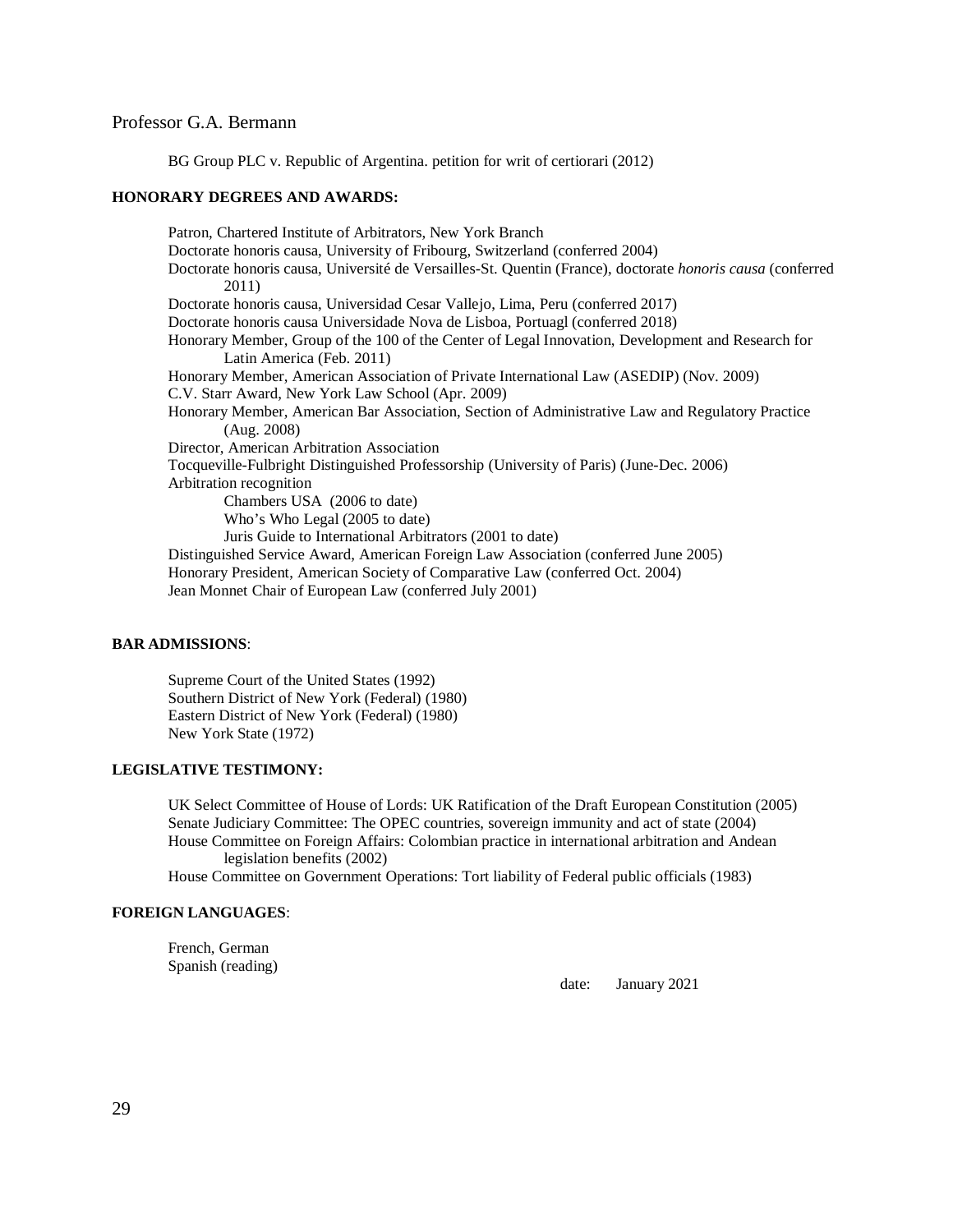BG Group PLC v. Republic of Argentina. petition for writ of certiorari (2012)

**HONORARY DEGREES AND AWARDS:**

Patron, Chartered Institute of Arbitrators, New York Branch
Doctorate honoris causa, University of Fribourg, Switzerland (conferred 2004)
Doctorate honoris causa, Université de Versailles-St. Quentin (France), doctorate *honoris causa* (conferred 2011)
Doctorate honoris causa, Universidad Cesar Vallejo, Lima, Peru (conferred 2017)
Doctorate honoris causa Universidade Nova de Lisboa, Portuagl (conferred 2018)
Honorary Member, Group of the 100 of the Center of Legal Innovation, Development and Research for Latin America (Feb. 2011)
Honorary Member, American Association of Private International Law (ASEDIP) (Nov. 2009)
C.V. Starr Award, New York Law School (Apr. 2009)
Honorary Member, American Bar Association, Section of Administrative Law and Regulatory Practice (Aug. 2008)
Director, American Arbitration Association
Tocqueville-Fulbright Distinguished Professorship (University of Paris) (June-Dec. 2006)
Arbitration recognition
- Chambers USA (2006 to date)
- Who's Who Legal (2005 to date)
- Juris Guide to International Arbitrators (2001 to date)

Distinguished Service Award, American Foreign Law Association (conferred June 2005)
Honorary President, American Society of Comparative Law (conferred Oct. 2004)
Jean Monnet Chair of European Law (conferred July 2001)

**BAR ADMISSIONS**:

Supreme Court of the United States (1992)
Southern District of New York (Federal) (1980)
Eastern District of New York (Federal) (1980)
New York State (1972)

**LEGISLATIVE TESTIMONY:**

UK Select Committee of House of Lords: UK Ratification of the Draft European Constitution (2005)
Senate Judiciary Committee: The OPEC countries, sovereign immunity and act of state (2004)
House Committee on Foreign Affairs: Colombian practice in international arbitration and Andean legislation benefits (2002)
House Committee on Government Operations: Tort liability of Federal public officials (1983)

**FOREIGN LANGUAGES**:

French, German
Spanish (reading)

date: January 2021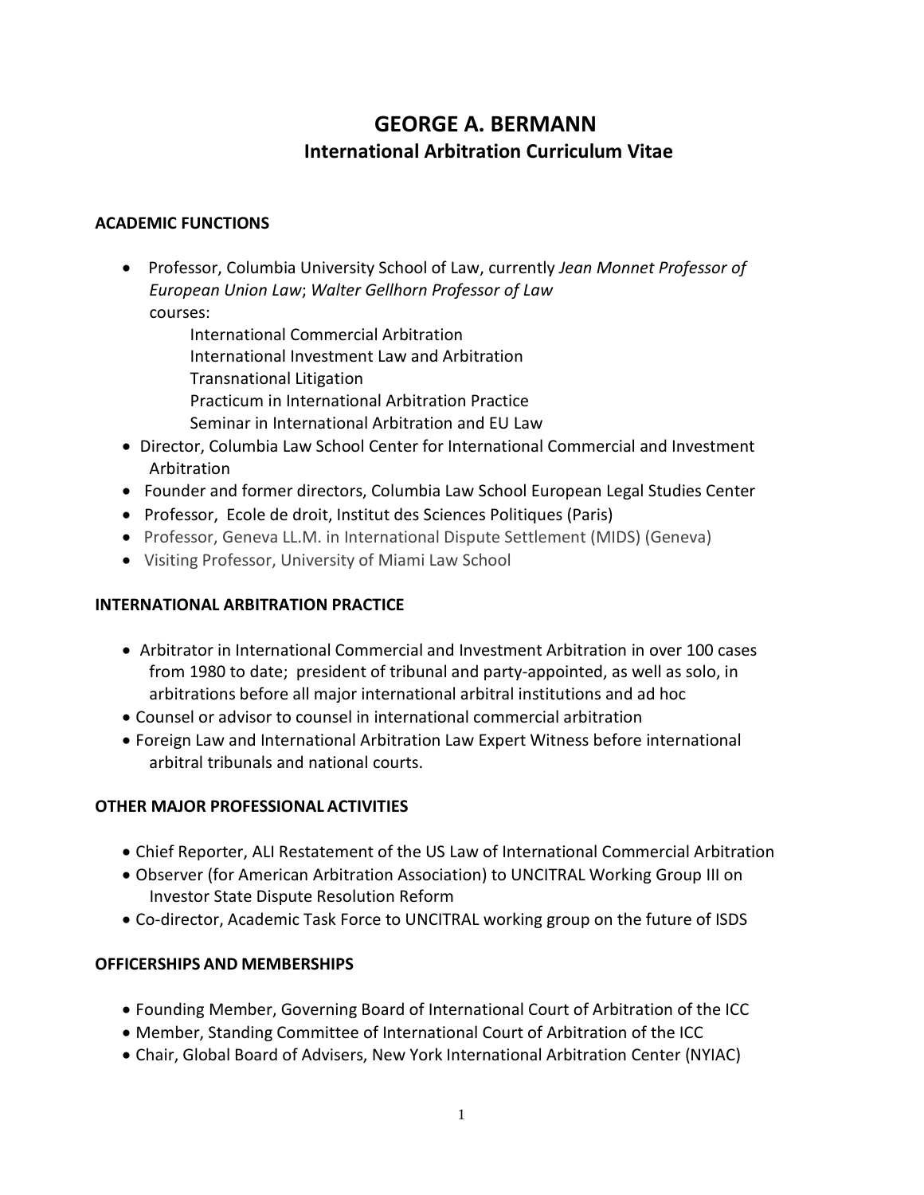# GEORGE A. BERMANN

## International Arbitration Curriculum Vitae

### ACADEMIC FUNCTIONS

- Professor, Columbia University School of Law, currently *Jean Monnet Professor of European Union Law*; *Walter Gellhorn Professor of Law*
  courses:
    - International Commercial Arbitration
    - International Investment Law and Arbitration
    - Transnational Litigation
    - Practicum in International Arbitration Practice
    - Seminar in International Arbitration and EU Law
- Director, Columbia Law School Center for International Commercial and Investment Arbitration
- Founder and former directors, Columbia Law School European Legal Studies Center
- Professor, Ecole de droit, Institut des Sciences Politiques (Paris)
- Professor, Geneva LL.M. in International Dispute Settlement (MIDS) (Geneva)
- Visiting Professor, University of Miami Law School

### INTERNATIONAL ARBITRATION PRACTICE

- Arbitrator in International Commercial and Investment Arbitration in over 100 cases from 1980 to date; president of tribunal and party-appointed, as well as solo, in arbitrations before all major international arbitral institutions and ad hoc
- Counsel or advisor to counsel in international commercial arbitration
- Foreign Law and International Arbitration Law Expert Witness before international arbitral tribunals and national courts.

### OTHER MAJOR PROFESSIONAL ACTIVITIES

- Chief Reporter, ALI Restatement of the US Law of International Commercial Arbitration
- Observer (for American Arbitration Association) to UNCITRAL Working Group III on Investor State Dispute Resolution Reform
- Co-director, Academic Task Force to UNCITRAL working group on the future of ISDS

### OFFICERSHIPS AND MEMBERSHIPS

- Founding Member, Governing Board of International Court of Arbitration of the ICC
- Member, Standing Committee of International Court of Arbitration of the ICC
- Chair, Global Board of Advisers, New York International Arbitration Center (NYIAC)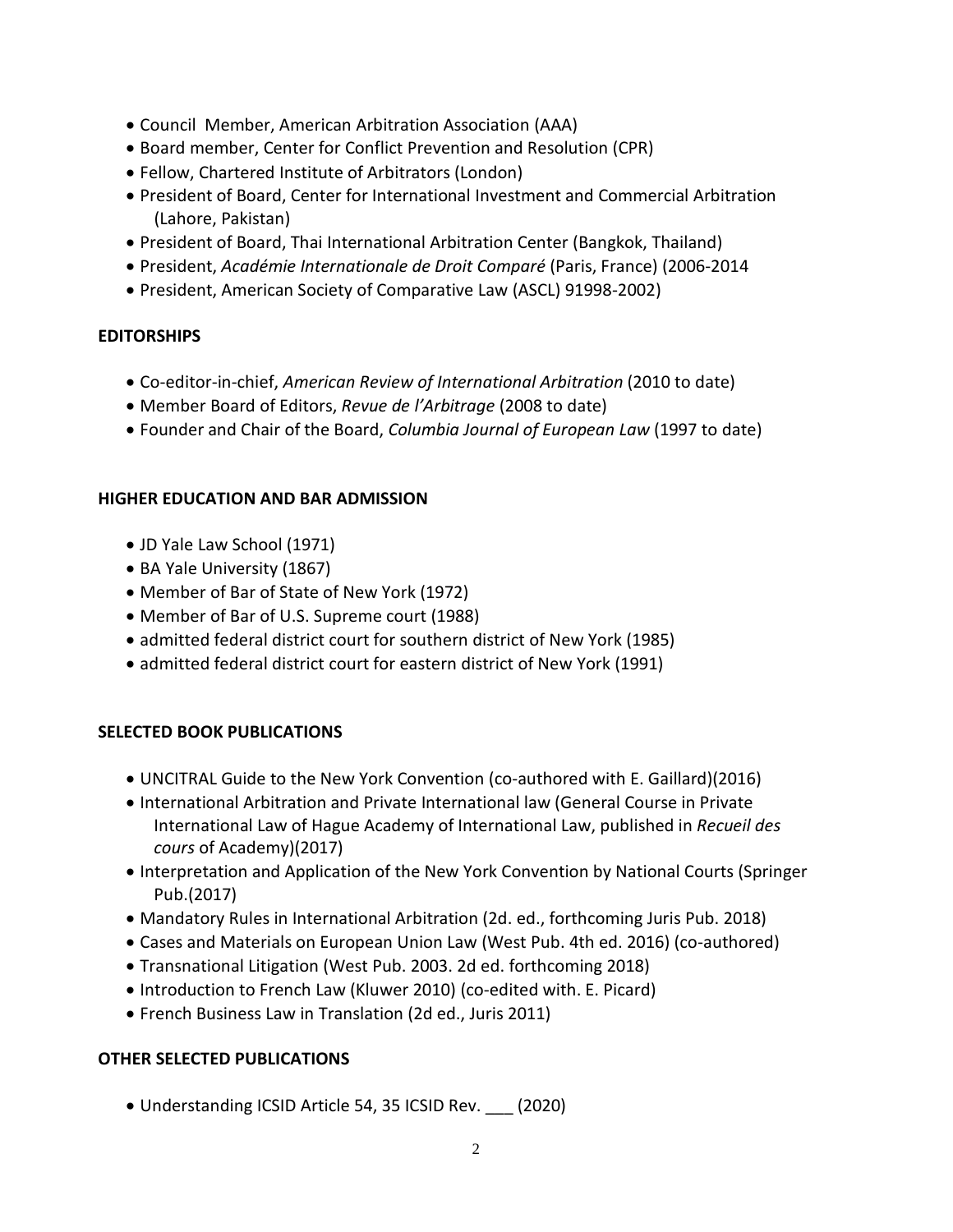- Council Member, American Arbitration Association (AAA)
- Board member, Center for Conflict Prevention and Resolution (CPR)
- Fellow, Chartered Institute of Arbitrators (London)
- President of Board, Center for International Investment and Commercial Arbitration (Lahore, Pakistan)
- President of Board, Thai International Arbitration Center (Bangkok, Thailand)
- President, *Académie Internationale de Droit Comparé* (Paris, France) (2006-2014
- President, American Society of Comparative Law (ASCL) 91998-2002)

**EDITORSHIPS**

- Co-editor-in-chief, *American Review of International Arbitration* (2010 to date)
- Member Board of Editors, *Revue de l'Arbitrage* (2008 to date)
- Founder and Chair of the Board, *Columbia Journal of European Law* (1997 to date)

**HIGHER EDUCATION AND BAR ADMISSION**

- JD Yale Law School (1971)
- BA Yale University (1867)
- Member of Bar of State of New York (1972)
- Member of Bar of U.S. Supreme court (1988)
- admitted federal district court for southern district of New York (1985)
- admitted federal district court for eastern district of New York (1991)

**SELECTED BOOK PUBLICATIONS**

- UNCITRAL Guide to the New York Convention (co-authored with E. Gaillard)(2016)
- International Arbitration and Private International law (General Course in Private International Law of Hague Academy of International Law, published in *Recueil des cours* of Academy)(2017)
- Interpretation and Application of the New York Convention by National Courts (Springer Pub.(2017)
- Mandatory Rules in International Arbitration (2d. ed., forthcoming Juris Pub. 2018)
- Cases and Materials on European Union Law (West Pub. 4th ed. 2016) (co-authored)
- Transnational Litigation (West Pub. 2003. 2d ed. forthcoming 2018)
- Introduction to French Law (Kluwer 2010) (co-edited with. E. Picard)
- French Business Law in Translation (2d ed., Juris 2011)

**OTHER SELECTED PUBLICATIONS**

- Understanding ICSID Article 54, 35 ICSID Rev. ___ (2020)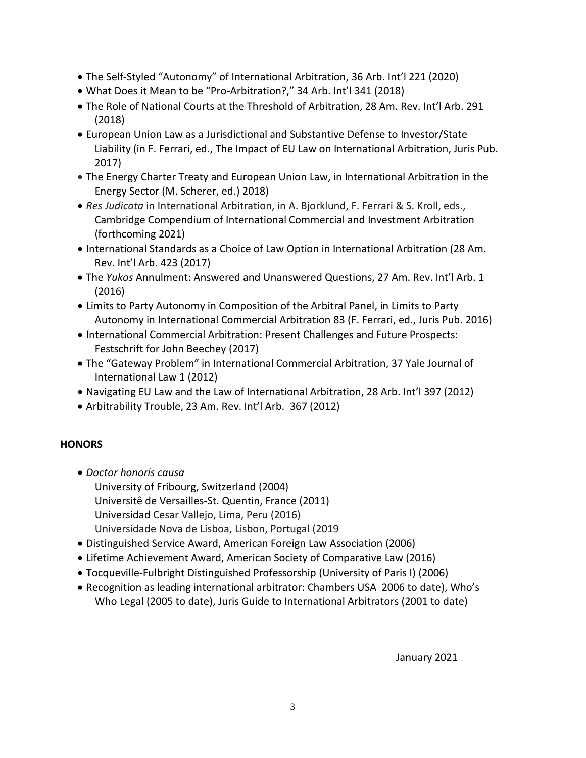- The Self-Styled "Autonomy" of International Arbitration, 36 Arb. Int'l 221 (2020)
- What Does it Mean to be "Pro-Arbitration?," 34 Arb. Int'l 341 (2018)
- The Role of National Courts at the Threshold of Arbitration, 28 Am. Rev. Int'l Arb. 291 (2018)
- European Union Law as a Jurisdictional and Substantive Defense to Investor/State Liability (in F. Ferrari, ed., The Impact of EU Law on International Arbitration, Juris Pub. 2017)
- The Energy Charter Treaty and European Union Law, in International Arbitration in the Energy Sector (M. Scherer, ed.) 2018)
- *Res Judicata* in International Arbitration, in A. Bjorklund, F. Ferrari & S. Kroll, eds., Cambridge Compendium of International Commercial and Investment Arbitration (forthcoming 2021)
- International Standards as a Choice of Law Option in International Arbitration (28 Am. Rev. Int'l Arb. 423 (2017)
- The *Yukos* Annulment: Answered and Unanswered Questions, 27 Am. Rev. Int'l Arb. 1 (2016)
- Limits to Party Autonomy in Composition of the Arbitral Panel, in Limits to Party Autonomy in International Commercial Arbitration 83 (F. Ferrari, ed., Juris Pub. 2016)
- International Commercial Arbitration: Present Challenges and Future Prospects: Festschrift for John Beechey (2017)
- The "Gateway Problem" in International Commercial Arbitration, 37 Yale Journal of International Law 1 (2012)
- Navigating EU Law and the Law of International Arbitration, 28 Arb. Int'l 397 (2012)
- Arbitrability Trouble, 23 Am. Rev. Int'l Arb. 367 (2012)

**HONORS**

- *Doctor honoris causa*
  University of Fribourg, Switzerland (2004)
  Universitê de Versailles-St. Quentin, France (2011)
  Universidad Cesar Vallejo, Lima, Peru (2016)
  Universidade Nova de Lisboa, Lisbon, Portugal (2019
- Distinguished Service Award, American Foreign Law Association (2006)
- Lifetime Achievement Award, American Society of Comparative Law (2016)
- **T**ocqueville-Fulbright Distinguished Professorship (University of Paris I) (2006)
- Recognition as leading international arbitrator: Chambers USA 2006 to date), Who's Who Legal (2005 to date), Juris Guide to International Arbitrators (2001 to date)

January 2021